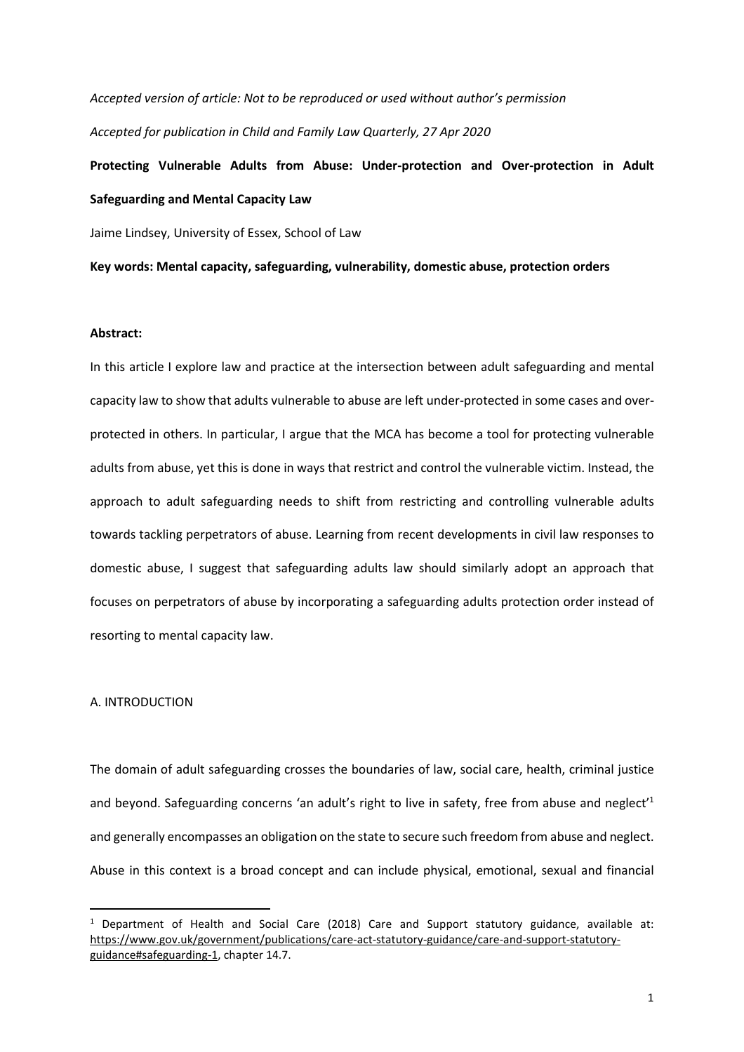*Accepted version of article: Not to be reproduced or used without author's permission*

*Accepted for publication in Child and Family Law Quarterly, 27 Apr 2020*

**Protecting Vulnerable Adults from Abuse: Under-protection and Over-protection in Adult Safeguarding and Mental Capacity Law**

Jaime Lindsey, University of Essex, School of Law

**Key words: Mental capacity, safeguarding, vulnerability, domestic abuse, protection orders**

**Abstract:**

In this article I explore law and practice at the intersection between adult safeguarding and mental capacity law to show that adults vulnerable to abuse are left under-protected in some cases and over-protected in others. In particular, I argue that the MCA has become a tool for protecting vulnerable adults from abuse, yet this is done in ways that restrict and control the vulnerable victim. Instead, the approach to adult safeguarding needs to shift from restricting and controlling vulnerable adults towards tackling perpetrators of abuse. Learning from recent developments in civil law responses to domestic abuse, I suggest that safeguarding adults law should similarly adopt an approach that focuses on perpetrators of abuse by incorporating a safeguarding adults protection order instead of resorting to mental capacity law.

## A. INTRODUCTION

The domain of adult safeguarding crosses the boundaries of law, social care, health, criminal justice and beyond. Safeguarding concerns 'an adult's right to live in safety, free from abuse and neglect'[1] and generally encompasses an obligation on the state to secure such freedom from abuse and neglect. Abuse in this context is a broad concept and can include physical, emotional, sexual and financial

---

[1] Department of Health and Social Care (2018) Care and Support statutory guidance, available at: https://www.gov.uk/government/publications/care-act-statutory-guidance/care-and-support-statutory-guidance#safeguarding-1, chapter 14.7.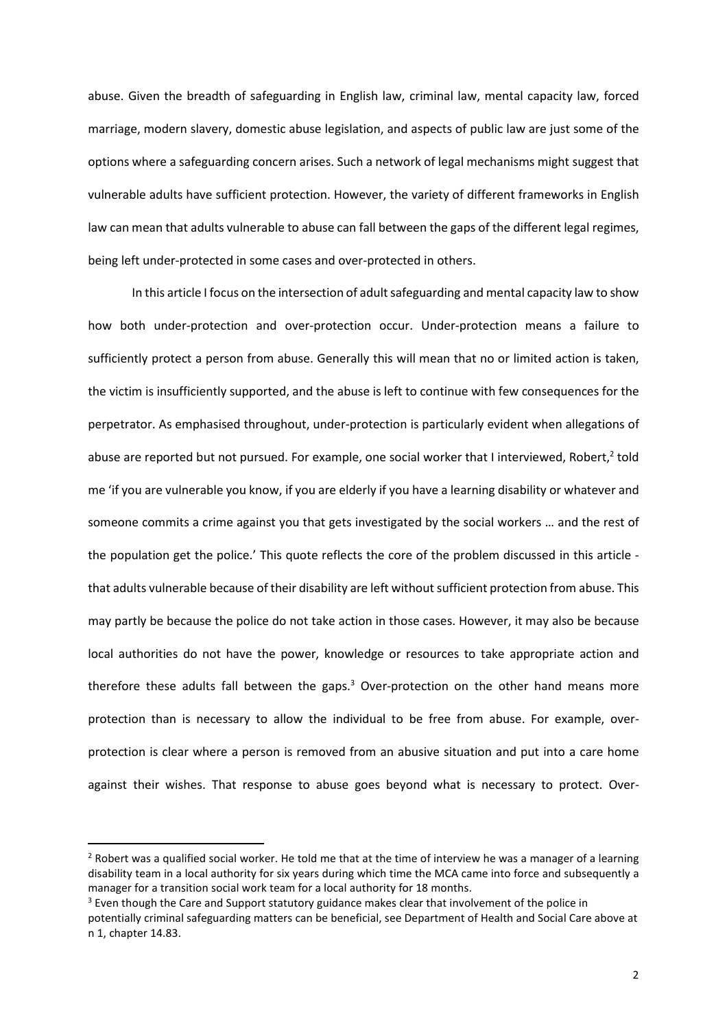abuse. Given the breadth of safeguarding in English law, criminal law, mental capacity law, forced marriage, modern slavery, domestic abuse legislation, and aspects of public law are just some of the options where a safeguarding concern arises. Such a network of legal mechanisms might suggest that vulnerable adults have sufficient protection. However, the variety of different frameworks in English law can mean that adults vulnerable to abuse can fall between the gaps of the different legal regimes, being left under-protected in some cases and over-protected in others.

In this article I focus on the intersection of adult safeguarding and mental capacity law to show how both under-protection and over-protection occur. Under-protection means a failure to sufficiently protect a person from abuse. Generally this will mean that no or limited action is taken, the victim is insufficiently supported, and the abuse is left to continue with few consequences for the perpetrator. As emphasised throughout, under-protection is particularly evident when allegations of abuse are reported but not pursued. For example, one social worker that I interviewed, Robert,[2] told me 'if you are vulnerable you know, if you are elderly if you have a learning disability or whatever and someone commits a crime against you that gets investigated by the social workers … and the rest of the population get the police.' This quote reflects the core of the problem discussed in this article - that adults vulnerable because of their disability are left without sufficient protection from abuse. This may partly be because the police do not take action in those cases. However, it may also be because local authorities do not have the power, knowledge or resources to take appropriate action and therefore these adults fall between the gaps.[3] Over-protection on the other hand means more protection than is necessary to allow the individual to be free from abuse. For example, over-protection is clear where a person is removed from an abusive situation and put into a care home against their wishes. That response to abuse goes beyond what is necessary to protect. Over-

---

[2] Robert was a qualified social worker. He told me that at the time of interview he was a manager of a learning disability team in a local authority for six years during which time the MCA came into force and subsequently a manager for a transition social work team for a local authority for 18 months.

[3] Even though the Care and Support statutory guidance makes clear that involvement of the police in potentially criminal safeguarding matters can be beneficial, see Department of Health and Social Care above at n 1, chapter 14.83.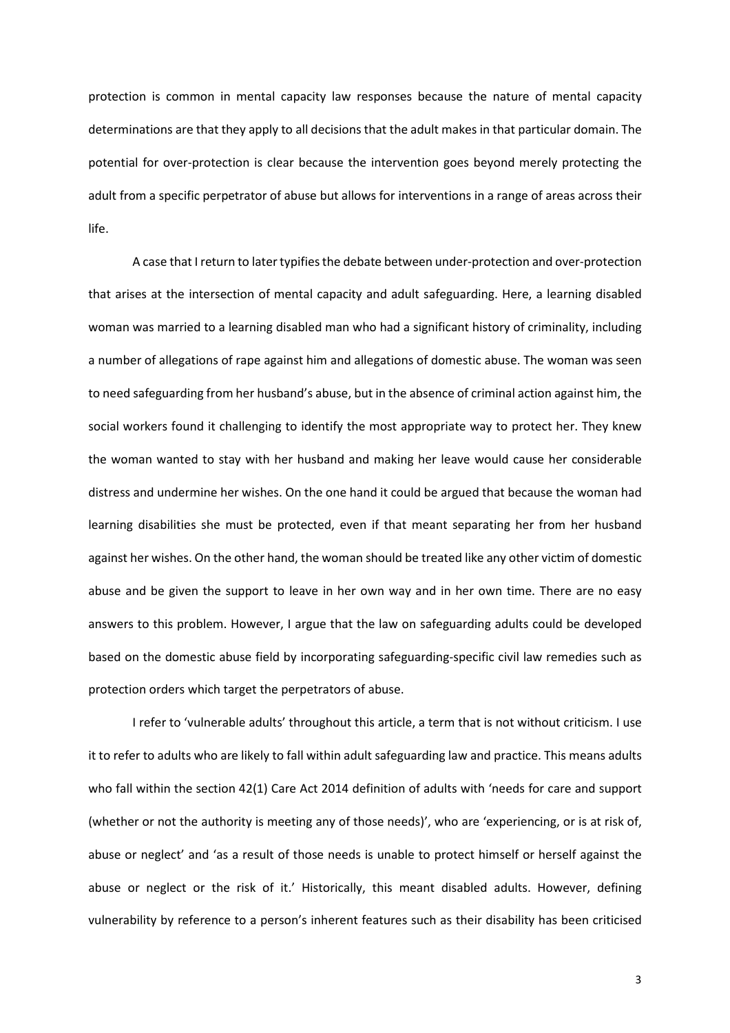protection is common in mental capacity law responses because the nature of mental capacity determinations are that they apply to all decisions that the adult makes in that particular domain. The potential for over-protection is clear because the intervention goes beyond merely protecting the adult from a specific perpetrator of abuse but allows for interventions in a range of areas across their life.

A case that I return to later typifies the debate between under-protection and over-protection that arises at the intersection of mental capacity and adult safeguarding. Here, a learning disabled woman was married to a learning disabled man who had a significant history of criminality, including a number of allegations of rape against him and allegations of domestic abuse. The woman was seen to need safeguarding from her husband's abuse, but in the absence of criminal action against him, the social workers found it challenging to identify the most appropriate way to protect her. They knew the woman wanted to stay with her husband and making her leave would cause her considerable distress and undermine her wishes. On the one hand it could be argued that because the woman had learning disabilities she must be protected, even if that meant separating her from her husband against her wishes. On the other hand, the woman should be treated like any other victim of domestic abuse and be given the support to leave in her own way and in her own time. There are no easy answers to this problem. However, I argue that the law on safeguarding adults could be developed based on the domestic abuse field by incorporating safeguarding-specific civil law remedies such as protection orders which target the perpetrators of abuse.

I refer to 'vulnerable adults' throughout this article, a term that is not without criticism. I use it to refer to adults who are likely to fall within adult safeguarding law and practice. This means adults who fall within the section 42(1) Care Act 2014 definition of adults with 'needs for care and support (whether or not the authority is meeting any of those needs)', who are 'experiencing, or is at risk of, abuse or neglect' and 'as a result of those needs is unable to protect himself or herself against the abuse or neglect or the risk of it.' Historically, this meant disabled adults. However, defining vulnerability by reference to a person's inherent features such as their disability has been criticised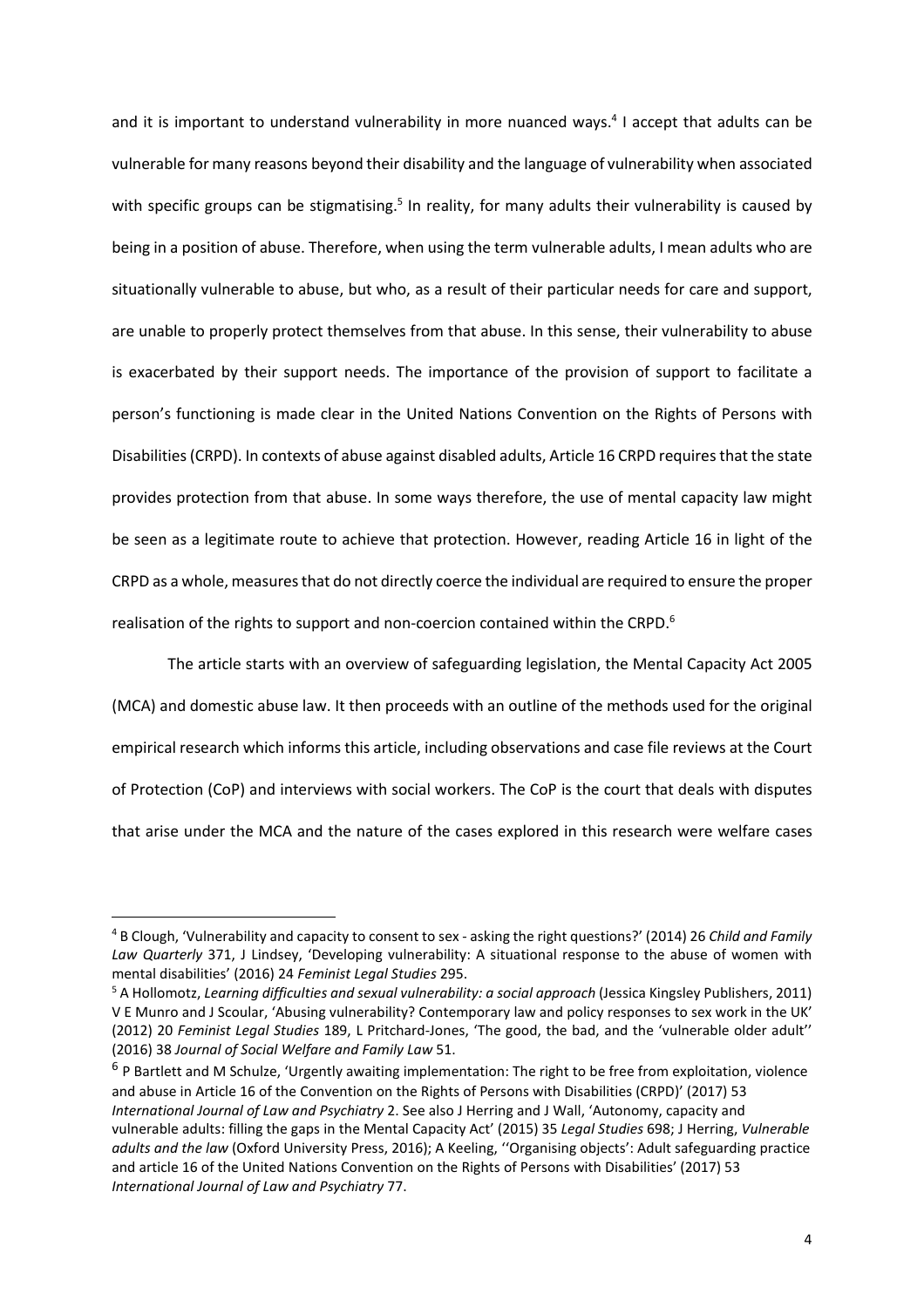and it is important to understand vulnerability in more nuanced ways.[4] I accept that adults can be vulnerable for many reasons beyond their disability and the language of vulnerability when associated with specific groups can be stigmatising.[5] In reality, for many adults their vulnerability is caused by being in a position of abuse. Therefore, when using the term vulnerable adults, I mean adults who are situationally vulnerable to abuse, but who, as a result of their particular needs for care and support, are unable to properly protect themselves from that abuse. In this sense, their vulnerability to abuse is exacerbated by their support needs. The importance of the provision of support to facilitate a person's functioning is made clear in the United Nations Convention on the Rights of Persons with Disabilities (CRPD). In contexts of abuse against disabled adults, Article 16 CRPD requires that the state provides protection from that abuse. In some ways therefore, the use of mental capacity law might be seen as a legitimate route to achieve that protection. However, reading Article 16 in light of the CRPD as a whole, measures that do not directly coerce the individual are required to ensure the proper realisation of the rights to support and non-coercion contained within the CRPD.[6]

The article starts with an overview of safeguarding legislation, the Mental Capacity Act 2005 (MCA) and domestic abuse law. It then proceeds with an outline of the methods used for the original empirical research which informs this article, including observations and case file reviews at the Court of Protection (CoP) and interviews with social workers. The CoP is the court that deals with disputes that arise under the MCA and the nature of the cases explored in this research were welfare cases

---

[4] B Clough, 'Vulnerability and capacity to consent to sex - asking the right questions?' (2014) 26 *Child and Family Law Quarterly* 371, J Lindsey, 'Developing vulnerability: A situational response to the abuse of women with mental disabilities' (2016) 24 *Feminist Legal Studies* 295.

[5] A Hollomotz, *Learning difficulties and sexual vulnerability: a social approach* (Jessica Kingsley Publishers, 2011) V E Munro and J Scoular, 'Abusing vulnerability? Contemporary law and policy responses to sex work in the UK' (2012) 20 *Feminist Legal Studies* 189, L Pritchard-Jones, 'The good, the bad, and the 'vulnerable older adult'' (2016) 38 *Journal of Social Welfare and Family Law* 51.

[6] P Bartlett and M Schulze, 'Urgently awaiting implementation: The right to be free from exploitation, violence and abuse in Article 16 of the Convention on the Rights of Persons with Disabilities (CRPD)' (2017) 53 *International Journal of Law and Psychiatry* 2. See also J Herring and J Wall, 'Autonomy, capacity and vulnerable adults: filling the gaps in the Mental Capacity Act' (2015) 35 *Legal Studies* 698; J Herring, *Vulnerable adults and the law* (Oxford University Press, 2016); A Keeling, ''Organising objects': Adult safeguarding practice and article 16 of the United Nations Convention on the Rights of Persons with Disabilities' (2017) 53 *International Journal of Law and Psychiatry* 77.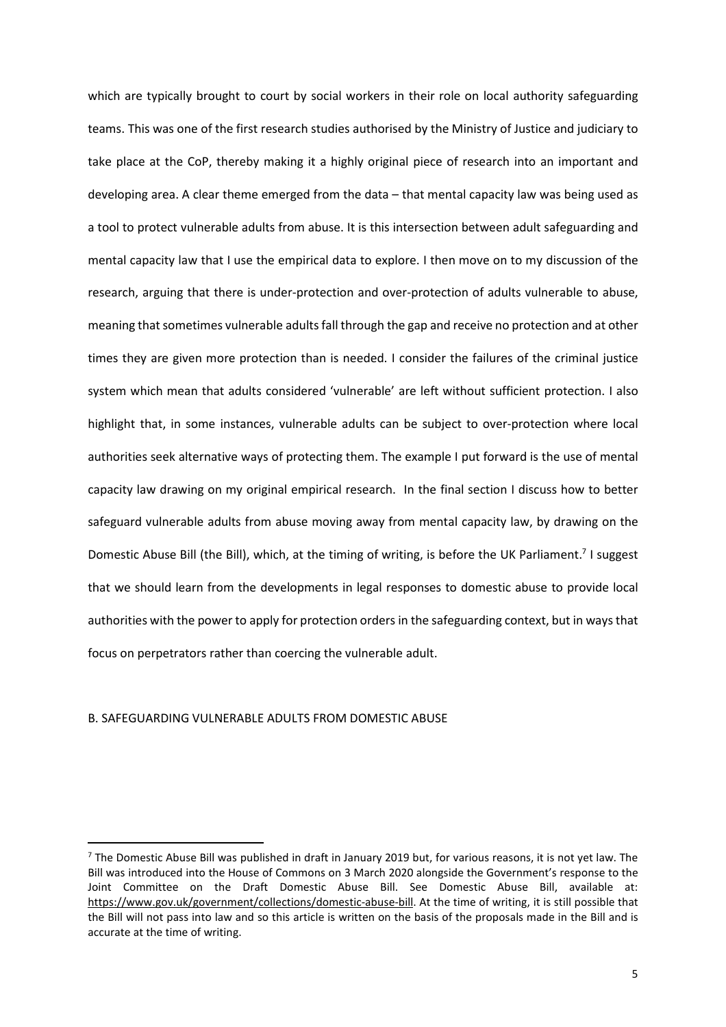which are typically brought to court by social workers in their role on local authority safeguarding teams. This was one of the first research studies authorised by the Ministry of Justice and judiciary to take place at the CoP, thereby making it a highly original piece of research into an important and developing area. A clear theme emerged from the data – that mental capacity law was being used as a tool to protect vulnerable adults from abuse. It is this intersection between adult safeguarding and mental capacity law that I use the empirical data to explore. I then move on to my discussion of the research, arguing that there is under-protection and over-protection of adults vulnerable to abuse, meaning that sometimes vulnerable adults fall through the gap and receive no protection and at other times they are given more protection than is needed. I consider the failures of the criminal justice system which mean that adults considered 'vulnerable' are left without sufficient protection. I also highlight that, in some instances, vulnerable adults can be subject to over-protection where local authorities seek alternative ways of protecting them. The example I put forward is the use of mental capacity law drawing on my original empirical research. In the final section I discuss how to better safeguard vulnerable adults from abuse moving away from mental capacity law, by drawing on the Domestic Abuse Bill (the Bill), which, at the timing of writing, is before the UK Parliament.[7] I suggest that we should learn from the developments in legal responses to domestic abuse to provide local authorities with the power to apply for protection orders in the safeguarding context, but in ways that focus on perpetrators rather than coercing the vulnerable adult.

## B. SAFEGUARDING VULNERABLE ADULTS FROM DOMESTIC ABUSE

[7] The Domestic Abuse Bill was published in draft in January 2019 but, for various reasons, it is not yet law. The Bill was introduced into the House of Commons on 3 March 2020 alongside the Government's response to the Joint Committee on the Draft Domestic Abuse Bill. See Domestic Abuse Bill, available at: https://www.gov.uk/government/collections/domestic-abuse-bill. At the time of writing, it is still possible that the Bill will not pass into law and so this article is written on the basis of the proposals made in the Bill and is accurate at the time of writing.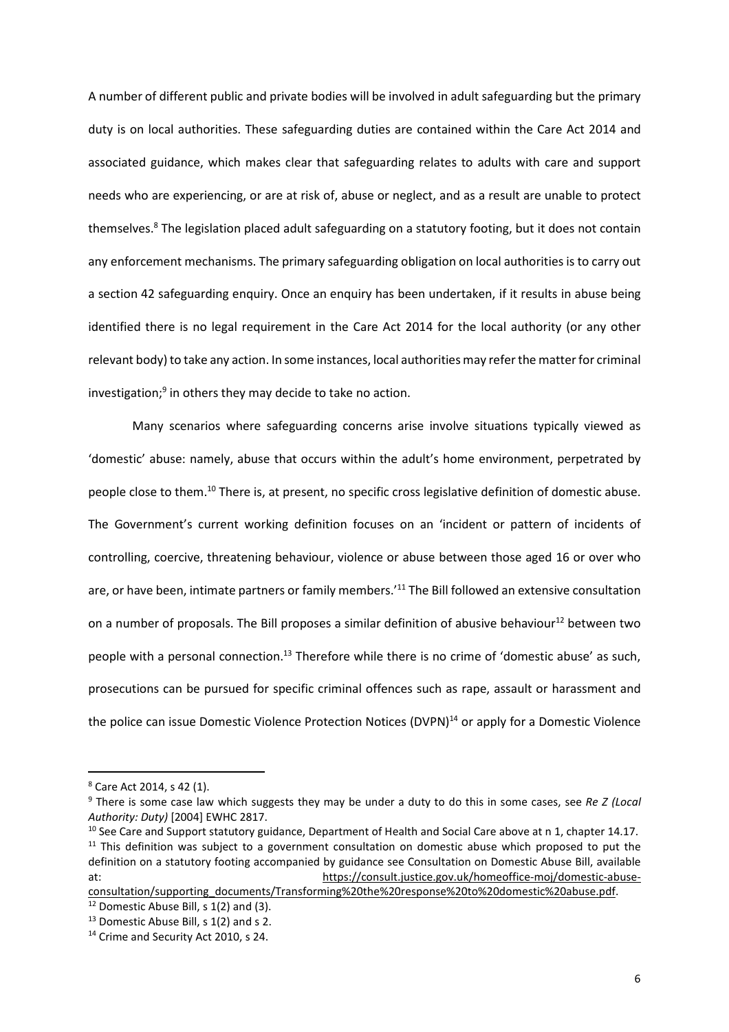A number of different public and private bodies will be involved in adult safeguarding but the primary duty is on local authorities. These safeguarding duties are contained within the Care Act 2014 and associated guidance, which makes clear that safeguarding relates to adults with care and support needs who are experiencing, or are at risk of, abuse or neglect, and as a result are unable to protect themselves.[8] The legislation placed adult safeguarding on a statutory footing, but it does not contain any enforcement mechanisms. The primary safeguarding obligation on local authorities is to carry out a section 42 safeguarding enquiry. Once an enquiry has been undertaken, if it results in abuse being identified there is no legal requirement in the Care Act 2014 for the local authority (or any other relevant body) to take any action. In some instances, local authorities may refer the matter for criminal investigation;[9] in others they may decide to take no action.

Many scenarios where safeguarding concerns arise involve situations typically viewed as 'domestic' abuse: namely, abuse that occurs within the adult's home environment, perpetrated by people close to them.[10] There is, at present, no specific cross legislative definition of domestic abuse. The Government's current working definition focuses on an 'incident or pattern of incidents of controlling, coercive, threatening behaviour, violence or abuse between those aged 16 or over who are, or have been, intimate partners or family members.'[11] The Bill followed an extensive consultation on a number of proposals. The Bill proposes a similar definition of abusive behaviour[12] between two people with a personal connection.[13] Therefore while there is no crime of 'domestic abuse' as such, prosecutions can be pursued for specific criminal offences such as rape, assault or harassment and the police can issue Domestic Violence Protection Notices (DVPN)[14] or apply for a Domestic Violence

---

[8] Care Act 2014, s 42 (1).

[9] There is some case law which suggests they may be under a duty to do this in some cases, see *Re Z (Local Authority: Duty)* [2004] EWHC 2817.

[10] See Care and Support statutory guidance, Department of Health and Social Care above at n 1, chapter 14.17.

[11] This definition was subject to a government consultation on domestic abuse which proposed to put the definition on a statutory footing accompanied by guidance see Consultation on Domestic Abuse Bill, available at: https://consult.justice.gov.uk/homeoffice-moj/domestic-abuse-consultation/supporting_documents/Transforming%20the%20response%20to%20domestic%20abuse.pdf.

[12] Domestic Abuse Bill, s 1(2) and (3).

[13] Domestic Abuse Bill, s 1(2) and s 2.

[14] Crime and Security Act 2010, s 24.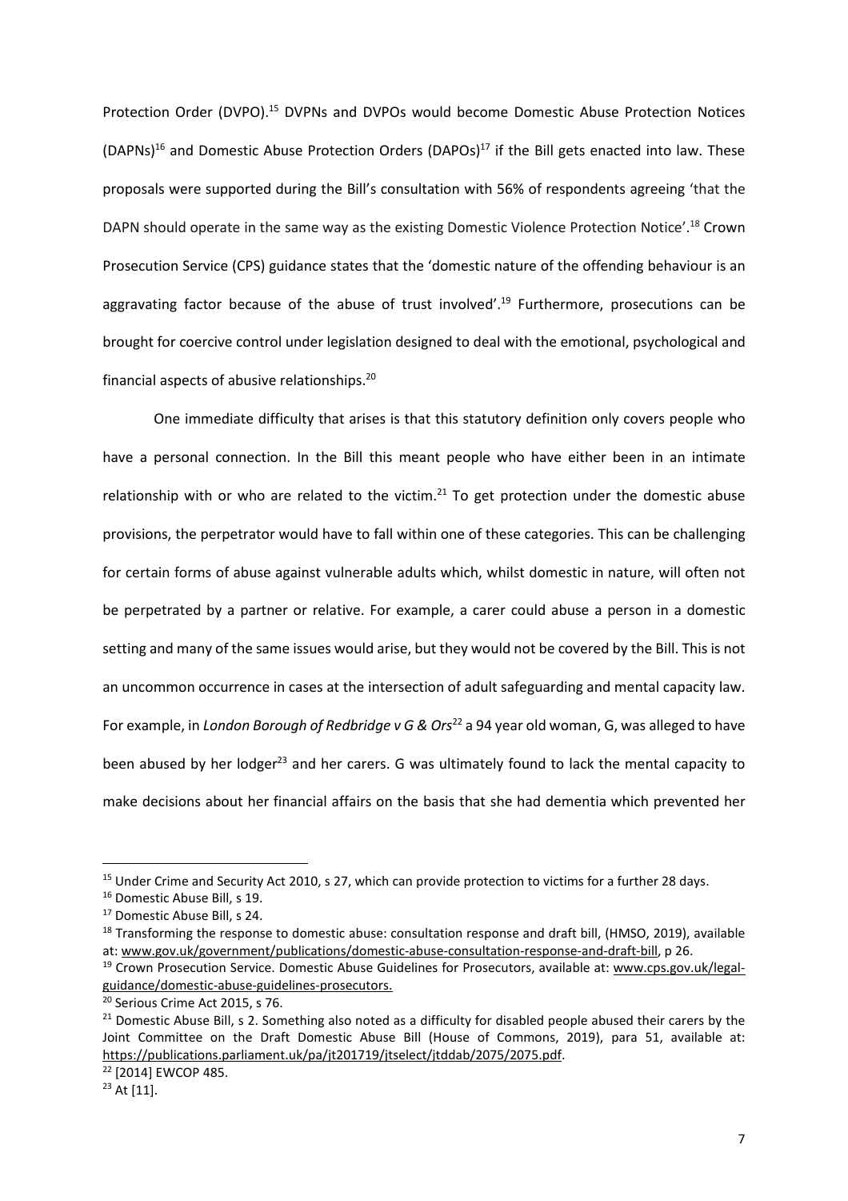Protection Order (DVPO).[15] DVPNs and DVPOs would become Domestic Abuse Protection Notices (DAPNs)[16] and Domestic Abuse Protection Orders (DAPOs)[17] if the Bill gets enacted into law. These proposals were supported during the Bill's consultation with 56% of respondents agreeing 'that the DAPN should operate in the same way as the existing Domestic Violence Protection Notice'.[18] Crown Prosecution Service (CPS) guidance states that the 'domestic nature of the offending behaviour is an aggravating factor because of the abuse of trust involved'.[19] Furthermore, prosecutions can be brought for coercive control under legislation designed to deal with the emotional, psychological and financial aspects of abusive relationships.[20]

One immediate difficulty that arises is that this statutory definition only covers people who have a personal connection. In the Bill this meant people who have either been in an intimate relationship with or who are related to the victim.[21] To get protection under the domestic abuse provisions, the perpetrator would have to fall within one of these categories. This can be challenging for certain forms of abuse against vulnerable adults which, whilst domestic in nature, will often not be perpetrated by a partner or relative. For example, a carer could abuse a person in a domestic setting and many of the same issues would arise, but they would not be covered by the Bill. This is not an uncommon occurrence in cases at the intersection of adult safeguarding and mental capacity law. For example, in *London Borough of Redbridge v G & Ors*[22] a 94 year old woman, G, was alleged to have been abused by her lodger[23] and her carers. G was ultimately found to lack the mental capacity to make decisions about her financial affairs on the basis that she had dementia which prevented her

---

[15] Under Crime and Security Act 2010, s 27, which can provide protection to victims for a further 28 days.

[16] Domestic Abuse Bill, s 19.

[17] Domestic Abuse Bill, s 24.

[18] Transforming the response to domestic abuse: consultation response and draft bill, (HMSO, 2019), available at: www.gov.uk/government/publications/domestic-abuse-consultation-response-and-draft-bill, p 26.

[19] Crown Prosecution Service. Domestic Abuse Guidelines for Prosecutors, available at: www.cps.gov.uk/legal-guidance/domestic-abuse-guidelines-prosecutors.

[20] Serious Crime Act 2015, s 76.

[21] Domestic Abuse Bill, s 2. Something also noted as a difficulty for disabled people abused their carers by the Joint Committee on the Draft Domestic Abuse Bill (House of Commons, 2019), para 51, available at: https://publications.parliament.uk/pa/jt201719/jtselect/jtddab/2075/2075.pdf.

[22] [2014] EWCOP 485.

[23] At [11].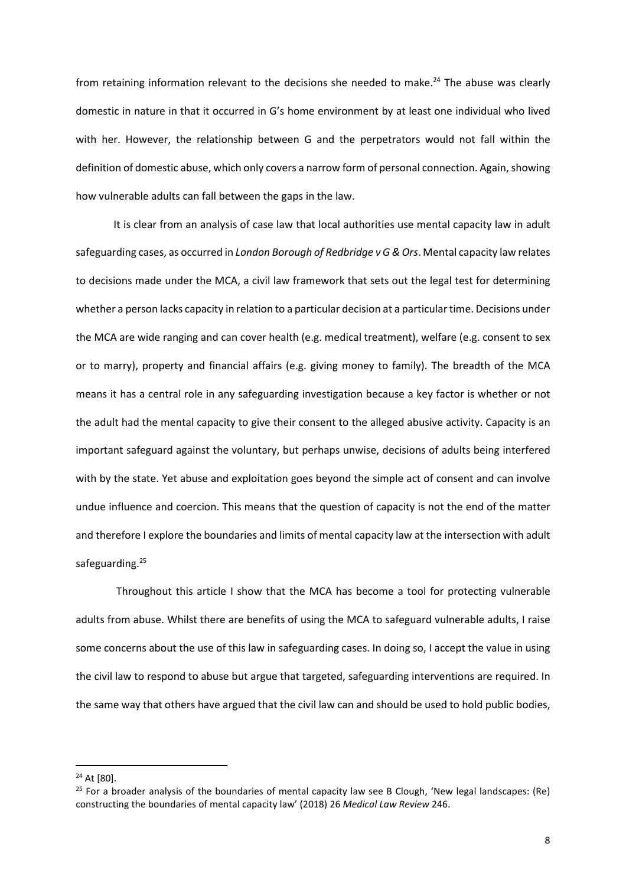from retaining information relevant to the decisions she needed to make.[24] The abuse was clearly domestic in nature in that it occurred in G's home environment by at least one individual who lived with her. However, the relationship between G and the perpetrators would not fall within the definition of domestic abuse, which only covers a narrow form of personal connection. Again, showing how vulnerable adults can fall between the gaps in the law.

It is clear from an analysis of case law that local authorities use mental capacity law in adult safeguarding cases, as occurred in *London Borough of Redbridge v G & Ors*. Mental capacity law relates to decisions made under the MCA, a civil law framework that sets out the legal test for determining whether a person lacks capacity in relation to a particular decision at a particular time. Decisions under the MCA are wide ranging and can cover health (e.g. medical treatment), welfare (e.g. consent to sex or to marry), property and financial affairs (e.g. giving money to family). The breadth of the MCA means it has a central role in any safeguarding investigation because a key factor is whether or not the adult had the mental capacity to give their consent to the alleged abusive activity. Capacity is an important safeguard against the voluntary, but perhaps unwise, decisions of adults being interfered with by the state. Yet abuse and exploitation goes beyond the simple act of consent and can involve undue influence and coercion. This means that the question of capacity is not the end of the matter and therefore I explore the boundaries and limits of mental capacity law at the intersection with adult safeguarding.[25]

Throughout this article I show that the MCA has become a tool for protecting vulnerable adults from abuse. Whilst there are benefits of using the MCA to safeguard vulnerable adults, I raise some concerns about the use of this law in safeguarding cases. In doing so, I accept the value in using the civil law to respond to abuse but argue that targeted, safeguarding interventions are required. In the same way that others have argued that the civil law can and should be used to hold public bodies,

---

[24] At [80].

[25] For a broader analysis of the boundaries of mental capacity law see B Clough, 'New legal landscapes: (Re) constructing the boundaries of mental capacity law' (2018) 26 *Medical Law Review* 246.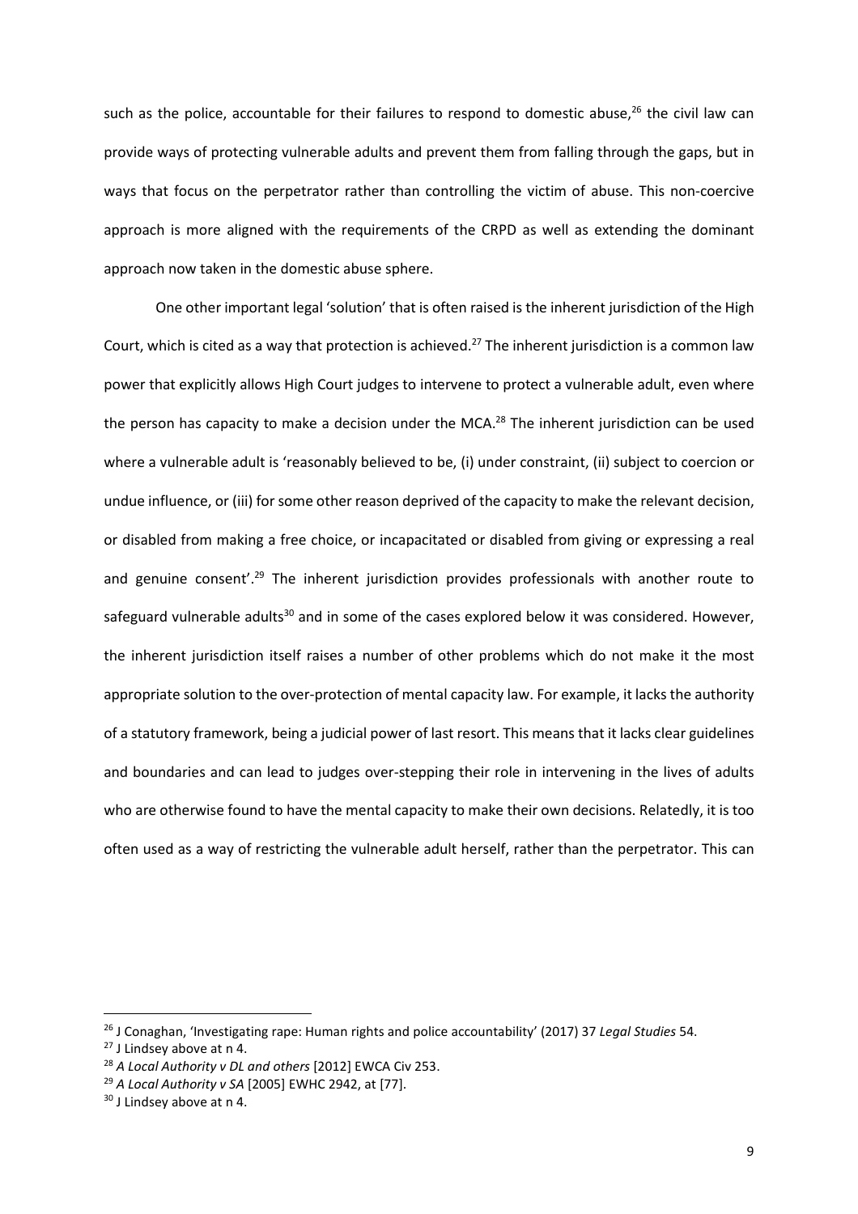such as the police, accountable for their failures to respond to domestic abuse,[26] the civil law can provide ways of protecting vulnerable adults and prevent them from falling through the gaps, but in ways that focus on the perpetrator rather than controlling the victim of abuse. This non-coercive approach is more aligned with the requirements of the CRPD as well as extending the dominant approach now taken in the domestic abuse sphere.

One other important legal 'solution' that is often raised is the inherent jurisdiction of the High Court, which is cited as a way that protection is achieved.[27] The inherent jurisdiction is a common law power that explicitly allows High Court judges to intervene to protect a vulnerable adult, even where the person has capacity to make a decision under the MCA.[28] The inherent jurisdiction can be used where a vulnerable adult is 'reasonably believed to be, (i) under constraint, (ii) subject to coercion or undue influence, or (iii) for some other reason deprived of the capacity to make the relevant decision, or disabled from making a free choice, or incapacitated or disabled from giving or expressing a real and genuine consent'.[29] The inherent jurisdiction provides professionals with another route to safeguard vulnerable adults[30] and in some of the cases explored below it was considered. However, the inherent jurisdiction itself raises a number of other problems which do not make it the most appropriate solution to the over-protection of mental capacity law. For example, it lacks the authority of a statutory framework, being a judicial power of last resort. This means that it lacks clear guidelines and boundaries and can lead to judges over-stepping their role in intervening in the lives of adults who are otherwise found to have the mental capacity to make their own decisions. Relatedly, it is too often used as a way of restricting the vulnerable adult herself, rather than the perpetrator. This can

---

[26] J Conaghan, 'Investigating rape: Human rights and police accountability' (2017) 37 *Legal Studies* 54.

[27] J Lindsey above at n 4.

[28] *A Local Authority v DL and others* [2012] EWCA Civ 253.

[29] *A Local Authority v SA* [2005] EWHC 2942, at [77].

[30] J Lindsey above at n 4.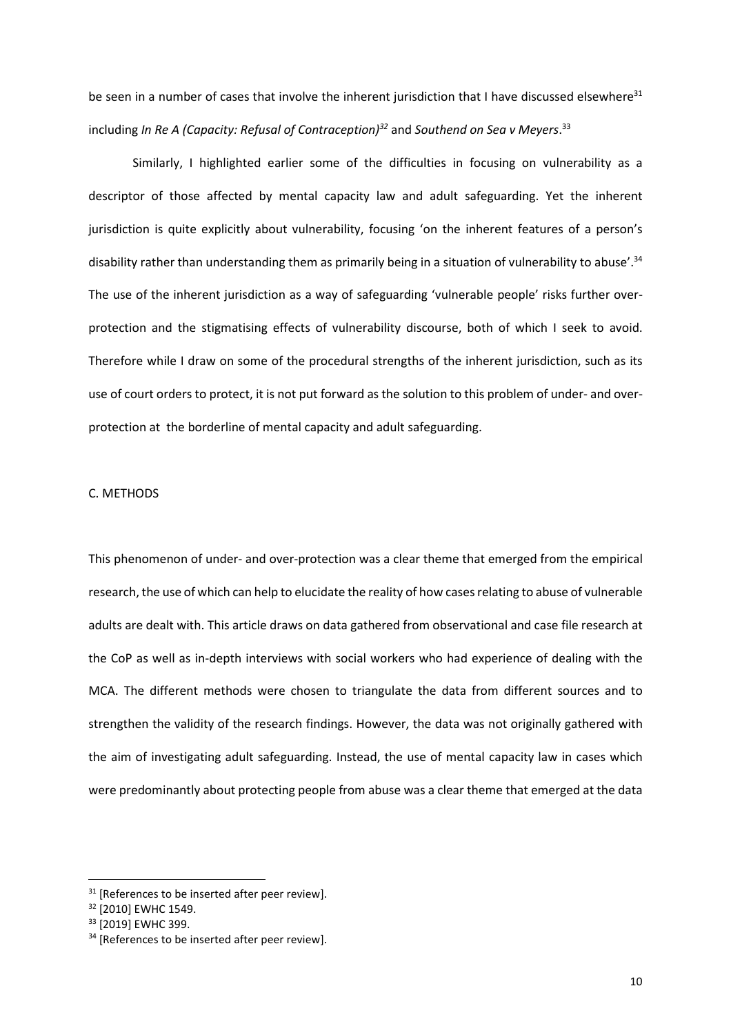be seen in a number of cases that involve the inherent jurisdiction that I have discussed elsewhere[31] including *In Re A (Capacity: Refusal of Contraception)*[32] and *Southend on Sea v Meyers*.[33]

Similarly, I highlighted earlier some of the difficulties in focusing on vulnerability as a descriptor of those affected by mental capacity law and adult safeguarding. Yet the inherent jurisdiction is quite explicitly about vulnerability, focusing 'on the inherent features of a person's disability rather than understanding them as primarily being in a situation of vulnerability to abuse'.[34] The use of the inherent jurisdiction as a way of safeguarding 'vulnerable people' risks further over-protection and the stigmatising effects of vulnerability discourse, both of which I seek to avoid. Therefore while I draw on some of the procedural strengths of the inherent jurisdiction, such as its use of court orders to protect, it is not put forward as the solution to this problem of under- and over-protection at the borderline of mental capacity and adult safeguarding.

## C. METHODS

This phenomenon of under- and over-protection was a clear theme that emerged from the empirical research, the use of which can help to elucidate the reality of how cases relating to abuse of vulnerable adults are dealt with. This article draws on data gathered from observational and case file research at the CoP as well as in-depth interviews with social workers who had experience of dealing with the MCA. The different methods were chosen to triangulate the data from different sources and to strengthen the validity of the research findings. However, the data was not originally gathered with the aim of investigating adult safeguarding. Instead, the use of mental capacity law in cases which were predominantly about protecting people from abuse was a clear theme that emerged at the data

---

[31] [References to be inserted after peer review].

[32] [2010] EWHC 1549.

[33] [2019] EWHC 399.

[34] [References to be inserted after peer review].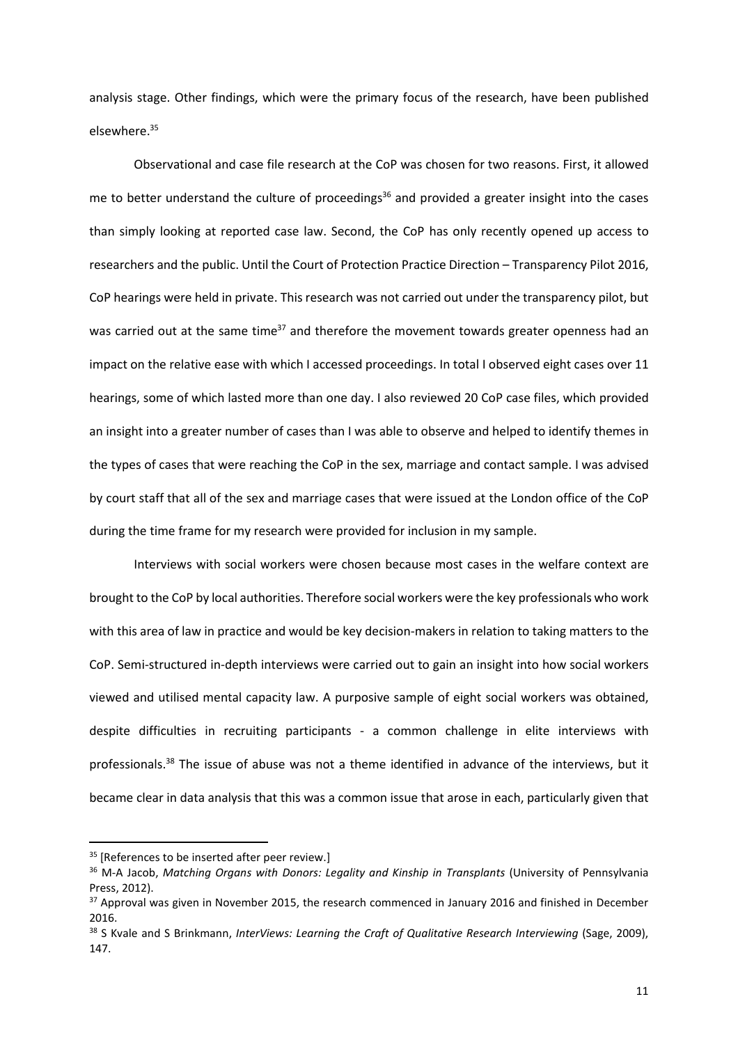analysis stage. Other findings, which were the primary focus of the research, have been published elsewhere.[35]

Observational and case file research at the CoP was chosen for two reasons. First, it allowed me to better understand the culture of proceedings[36] and provided a greater insight into the cases than simply looking at reported case law. Second, the CoP has only recently opened up access to researchers and the public. Until the Court of Protection Practice Direction – Transparency Pilot 2016, CoP hearings were held in private. This research was not carried out under the transparency pilot, but was carried out at the same time[37] and therefore the movement towards greater openness had an impact on the relative ease with which I accessed proceedings. In total I observed eight cases over 11 hearings, some of which lasted more than one day. I also reviewed 20 CoP case files, which provided an insight into a greater number of cases than I was able to observe and helped to identify themes in the types of cases that were reaching the CoP in the sex, marriage and contact sample. I was advised by court staff that all of the sex and marriage cases that were issued at the London office of the CoP during the time frame for my research were provided for inclusion in my sample.

Interviews with social workers were chosen because most cases in the welfare context are brought to the CoP by local authorities. Therefore social workers were the key professionals who work with this area of law in practice and would be key decision-makers in relation to taking matters to the CoP. Semi-structured in-depth interviews were carried out to gain an insight into how social workers viewed and utilised mental capacity law. A purposive sample of eight social workers was obtained, despite difficulties in recruiting participants - a common challenge in elite interviews with professionals.[38] The issue of abuse was not a theme identified in advance of the interviews, but it became clear in data analysis that this was a common issue that arose in each, particularly given that

---

[35] [References to be inserted after peer review.]

[36] M-A Jacob, *Matching Organs with Donors: Legality and Kinship in Transplants* (University of Pennsylvania Press, 2012).

[37] Approval was given in November 2015, the research commenced in January 2016 and finished in December 2016.

[38] S Kvale and S Brinkmann, *InterViews: Learning the Craft of Qualitative Research Interviewing* (Sage, 2009), 147.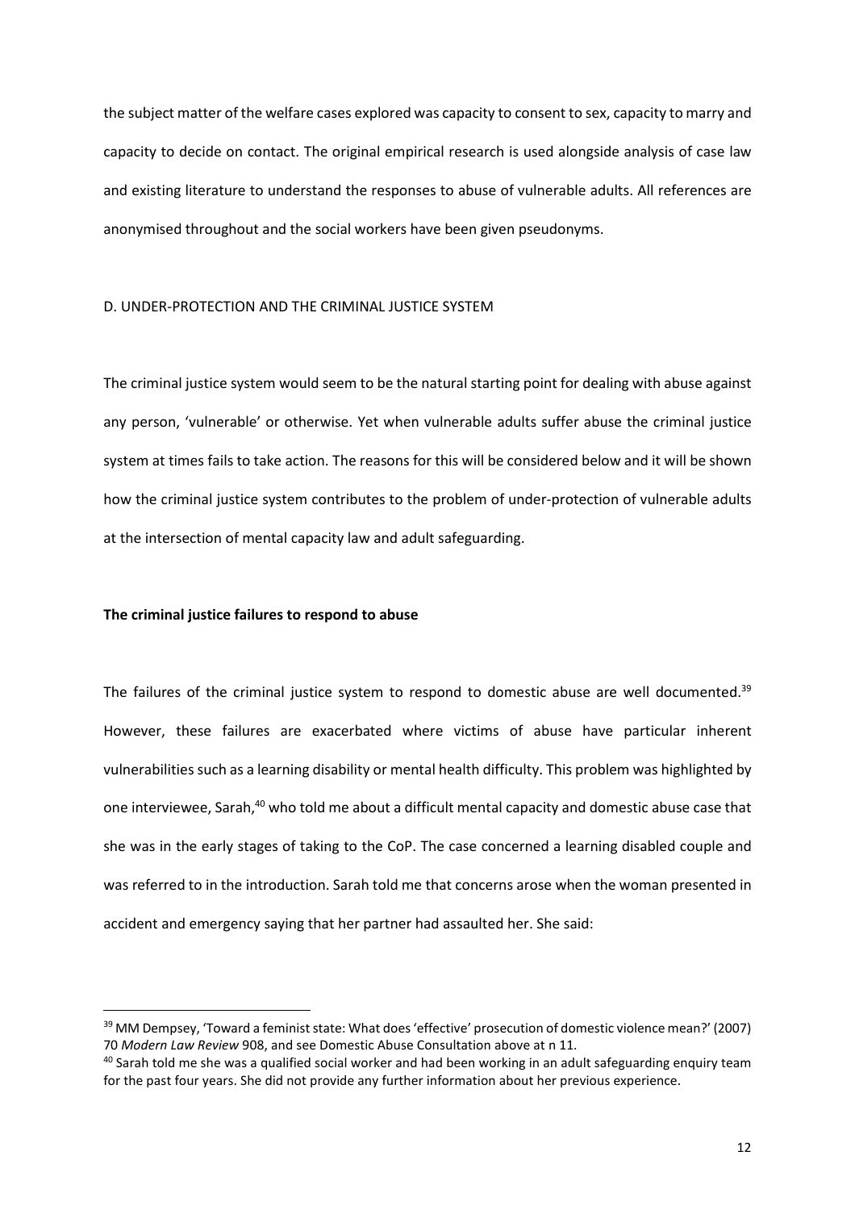the subject matter of the welfare cases explored was capacity to consent to sex, capacity to marry and capacity to decide on contact. The original empirical research is used alongside analysis of case law and existing literature to understand the responses to abuse of vulnerable adults. All references are anonymised throughout and the social workers have been given pseudonyms.

## D. UNDER-PROTECTION AND THE CRIMINAL JUSTICE SYSTEM

The criminal justice system would seem to be the natural starting point for dealing with abuse against any person, 'vulnerable' or otherwise. Yet when vulnerable adults suffer abuse the criminal justice system at times fails to take action. The reasons for this will be considered below and it will be shown how the criminal justice system contributes to the problem of under-protection of vulnerable adults at the intersection of mental capacity law and adult safeguarding.

### The criminal justice failures to respond to abuse

The failures of the criminal justice system to respond to domestic abuse are well documented.[39] However, these failures are exacerbated where victims of abuse have particular inherent vulnerabilities such as a learning disability or mental health difficulty. This problem was highlighted by one interviewee, Sarah,[40] who told me about a difficult mental capacity and domestic abuse case that she was in the early stages of taking to the CoP. The case concerned a learning disabled couple and was referred to in the introduction. Sarah told me that concerns arose when the woman presented in accident and emergency saying that her partner had assaulted her. She said:

---

[39] MM Dempsey, 'Toward a feminist state: What does 'effective' prosecution of domestic violence mean?' (2007) 70 *Modern Law Review* 908, and see Domestic Abuse Consultation above at n 11.

[40] Sarah told me she was a qualified social worker and had been working in an adult safeguarding enquiry team for the past four years. She did not provide any further information about her previous experience.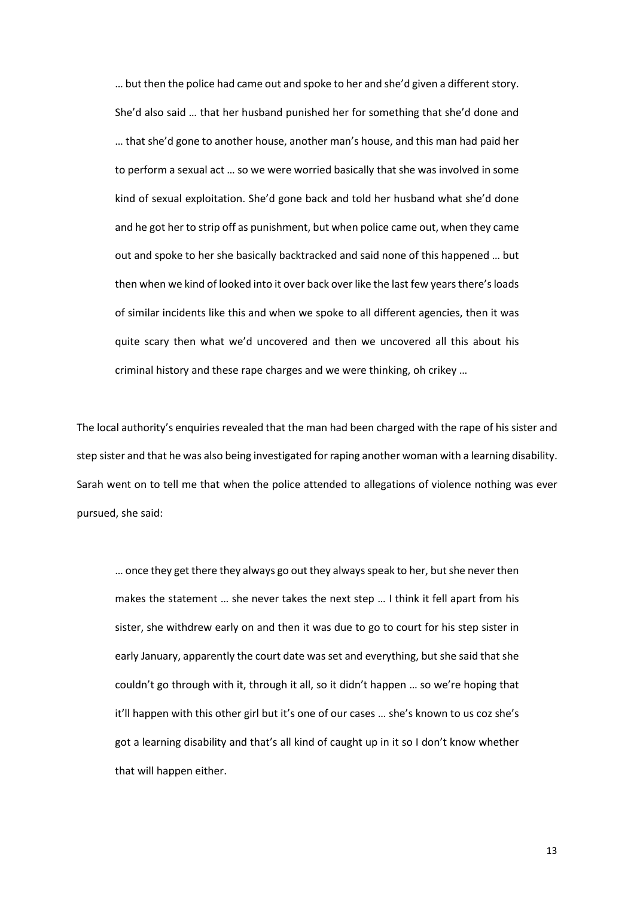> … but then the police had came out and spoke to her and she'd given a different story. She'd also said … that her husband punished her for something that she'd done and … that she'd gone to another house, another man's house, and this man had paid her to perform a sexual act … so we were worried basically that she was involved in some kind of sexual exploitation. She'd gone back and told her husband what she'd done and he got her to strip off as punishment, but when police came out, when they came out and spoke to her she basically backtracked and said none of this happened … but then when we kind of looked into it over back over like the last few years there's loads of similar incidents like this and when we spoke to all different agencies, then it was quite scary then what we'd uncovered and then we uncovered all this about his criminal history and these rape charges and we were thinking, oh crikey …

The local authority's enquiries revealed that the man had been charged with the rape of his sister and step sister and that he was also being investigated for raping another woman with a learning disability. Sarah went on to tell me that when the police attended to allegations of violence nothing was ever pursued, she said:

> … once they get there they always go out they always speak to her, but she never then makes the statement … she never takes the next step … I think it fell apart from his sister, she withdrew early on and then it was due to go to court for his step sister in early January, apparently the court date was set and everything, but she said that she couldn't go through with it, through it all, so it didn't happen … so we're hoping that it'll happen with this other girl but it's one of our cases … she's known to us coz she's got a learning disability and that's all kind of caught up in it so I don't know whether that will happen either.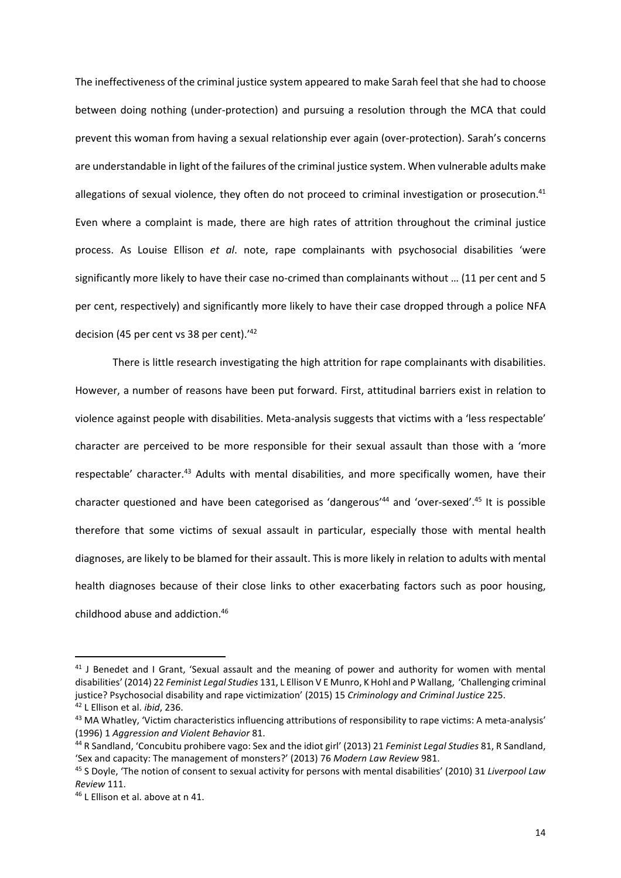The ineffectiveness of the criminal justice system appeared to make Sarah feel that she had to choose between doing nothing (under-protection) and pursuing a resolution through the MCA that could prevent this woman from having a sexual relationship ever again (over-protection). Sarah's concerns are understandable in light of the failures of the criminal justice system. When vulnerable adults make allegations of sexual violence, they often do not proceed to criminal investigation or prosecution.[41] Even where a complaint is made, there are high rates of attrition throughout the criminal justice process. As Louise Ellison *et al*. note, rape complainants with psychosocial disabilities 'were significantly more likely to have their case no-crimed than complainants without … (11 per cent and 5 per cent, respectively) and significantly more likely to have their case dropped through a police NFA decision (45 per cent vs 38 per cent).'[42]

There is little research investigating the high attrition for rape complainants with disabilities. However, a number of reasons have been put forward. First, attitudinal barriers exist in relation to violence against people with disabilities. Meta-analysis suggests that victims with a 'less respectable' character are perceived to be more responsible for their sexual assault than those with a 'more respectable' character.[43] Adults with mental disabilities, and more specifically women, have their character questioned and have been categorised as 'dangerous'[44] and 'over-sexed'.[45] It is possible therefore that some victims of sexual assault in particular, especially those with mental health diagnoses, are likely to be blamed for their assault. This is more likely in relation to adults with mental health diagnoses because of their close links to other exacerbating factors such as poor housing, childhood abuse and addiction.[46]

---

[41] J Benedet and I Grant, 'Sexual assault and the meaning of power and authority for women with mental disabilities' (2014) 22 *Feminist Legal Studies* 131, L Ellison V E Munro, K Hohl and P Wallang, 'Challenging criminal justice? Psychosocial disability and rape victimization' (2015) 15 *Criminology and Criminal Justice* 225.

[42] L Ellison et al. *ibid*, 236.

[43] MA Whatley, 'Victim characteristics influencing attributions of responsibility to rape victims: A meta-analysis' (1996) 1 *Aggression and Violent Behavior* 81.

[44] R Sandland, 'Concubitu prohibere vago: Sex and the idiot girl' (2013) 21 *Feminist Legal Studies* 81, R Sandland, 'Sex and capacity: The management of monsters?' (2013) 76 *Modern Law Review* 981.

[45] S Doyle, 'The notion of consent to sexual activity for persons with mental disabilities' (2010) 31 *Liverpool Law Review* 111.

[46] L Ellison et al. above at n 41.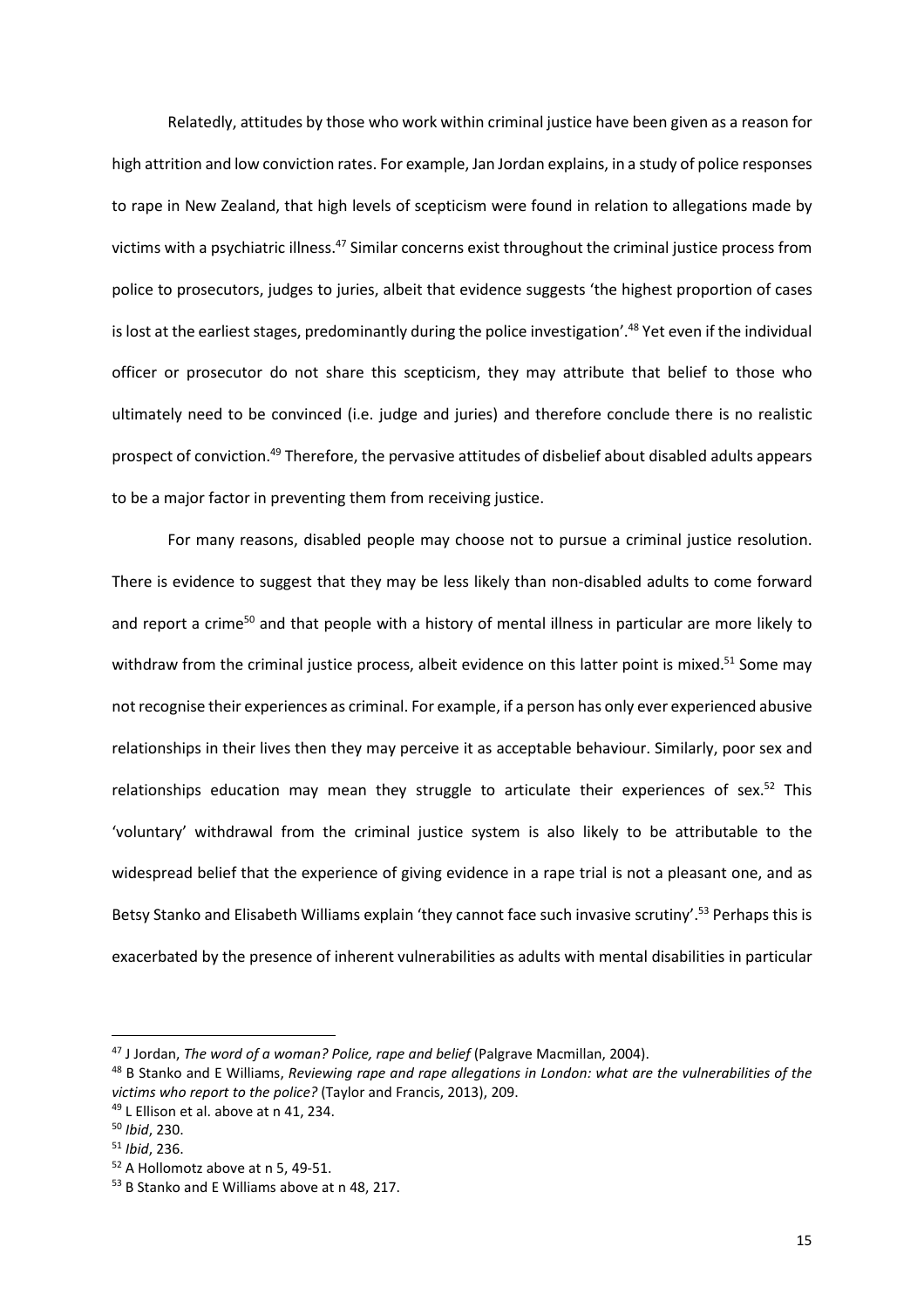Relatedly, attitudes by those who work within criminal justice have been given as a reason for high attrition and low conviction rates. For example, Jan Jordan explains, in a study of police responses to rape in New Zealand, that high levels of scepticism were found in relation to allegations made by victims with a psychiatric illness.[47] Similar concerns exist throughout the criminal justice process from police to prosecutors, judges to juries, albeit that evidence suggests 'the highest proportion of cases is lost at the earliest stages, predominantly during the police investigation'.[48] Yet even if the individual officer or prosecutor do not share this scepticism, they may attribute that belief to those who ultimately need to be convinced (i.e. judge and juries) and therefore conclude there is no realistic prospect of conviction.[49] Therefore, the pervasive attitudes of disbelief about disabled adults appears to be a major factor in preventing them from receiving justice.

For many reasons, disabled people may choose not to pursue a criminal justice resolution. There is evidence to suggest that they may be less likely than non-disabled adults to come forward and report a crime[50] and that people with a history of mental illness in particular are more likely to withdraw from the criminal justice process, albeit evidence on this latter point is mixed.[51] Some may not recognise their experiences as criminal. For example, if a person has only ever experienced abusive relationships in their lives then they may perceive it as acceptable behaviour. Similarly, poor sex and relationships education may mean they struggle to articulate their experiences of sex.[52] This 'voluntary' withdrawal from the criminal justice system is also likely to be attributable to the widespread belief that the experience of giving evidence in a rape trial is not a pleasant one, and as Betsy Stanko and Elisabeth Williams explain 'they cannot face such invasive scrutiny'.[53] Perhaps this is exacerbated by the presence of inherent vulnerabilities as adults with mental disabilities in particular

---

[47] J Jordan, *The word of a woman? Police, rape and belief* (Palgrave Macmillan, 2004).

[48] B Stanko and E Williams, *Reviewing rape and rape allegations in London: what are the vulnerabilities of the victims who report to the police?* (Taylor and Francis, 2013), 209.

[49] L Ellison et al. above at n 41, 234.

[50] *Ibid*, 230.

[51] *Ibid*, 236.

[52] A Hollomotz above at n 5, 49-51.

[53] B Stanko and E Williams above at n 48, 217.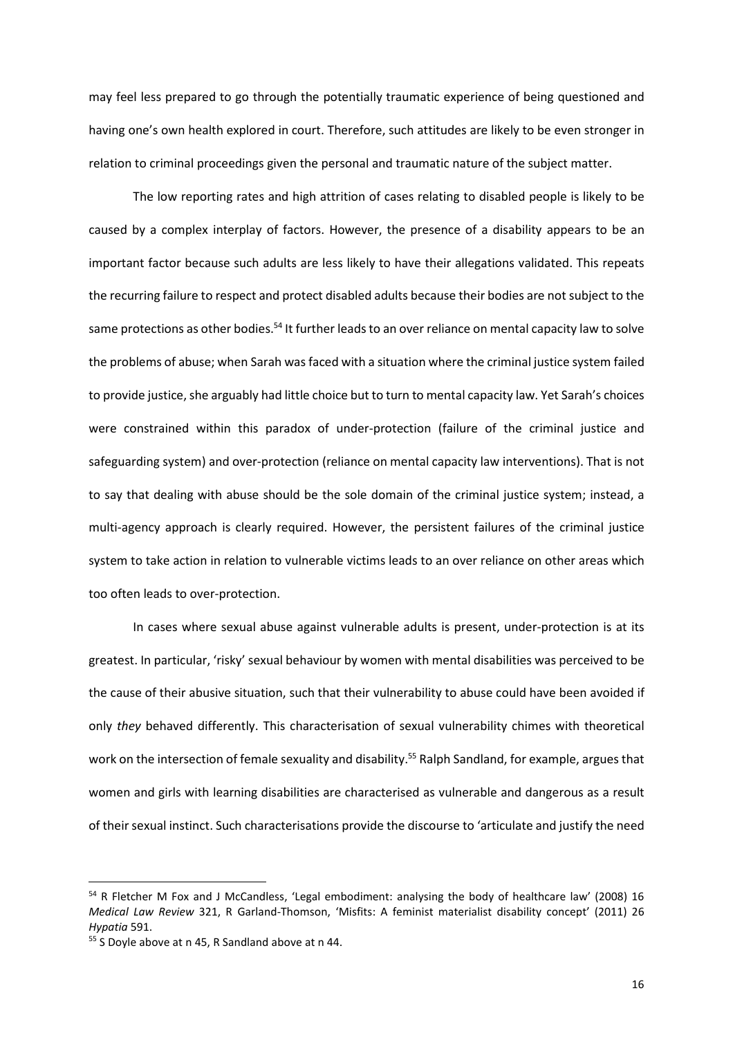may feel less prepared to go through the potentially traumatic experience of being questioned and having one's own health explored in court. Therefore, such attitudes are likely to be even stronger in relation to criminal proceedings given the personal and traumatic nature of the subject matter.

The low reporting rates and high attrition of cases relating to disabled people is likely to be caused by a complex interplay of factors. However, the presence of a disability appears to be an important factor because such adults are less likely to have their allegations validated. This repeats the recurring failure to respect and protect disabled adults because their bodies are not subject to the same protections as other bodies.[54] It further leads to an over reliance on mental capacity law to solve the problems of abuse; when Sarah was faced with a situation where the criminal justice system failed to provide justice, she arguably had little choice but to turn to mental capacity law. Yet Sarah's choices were constrained within this paradox of under-protection (failure of the criminal justice and safeguarding system) and over-protection (reliance on mental capacity law interventions). That is not to say that dealing with abuse should be the sole domain of the criminal justice system; instead, a multi-agency approach is clearly required. However, the persistent failures of the criminal justice system to take action in relation to vulnerable victims leads to an over reliance on other areas which too often leads to over-protection.

In cases where sexual abuse against vulnerable adults is present, under-protection is at its greatest. In particular, 'risky' sexual behaviour by women with mental disabilities was perceived to be the cause of their abusive situation, such that their vulnerability to abuse could have been avoided if only *they* behaved differently. This characterisation of sexual vulnerability chimes with theoretical work on the intersection of female sexuality and disability.[55] Ralph Sandland, for example, argues that women and girls with learning disabilities are characterised as vulnerable and dangerous as a result of their sexual instinct. Such characterisations provide the discourse to 'articulate and justify the need

---

[54] R Fletcher M Fox and J McCandless, 'Legal embodiment: analysing the body of healthcare law' (2008) 16 *Medical Law Review* 321, R Garland-Thomson, 'Misfits: A feminist materialist disability concept' (2011) 26 *Hypatia* 591.

[55] S Doyle above at n 45, R Sandland above at n 44.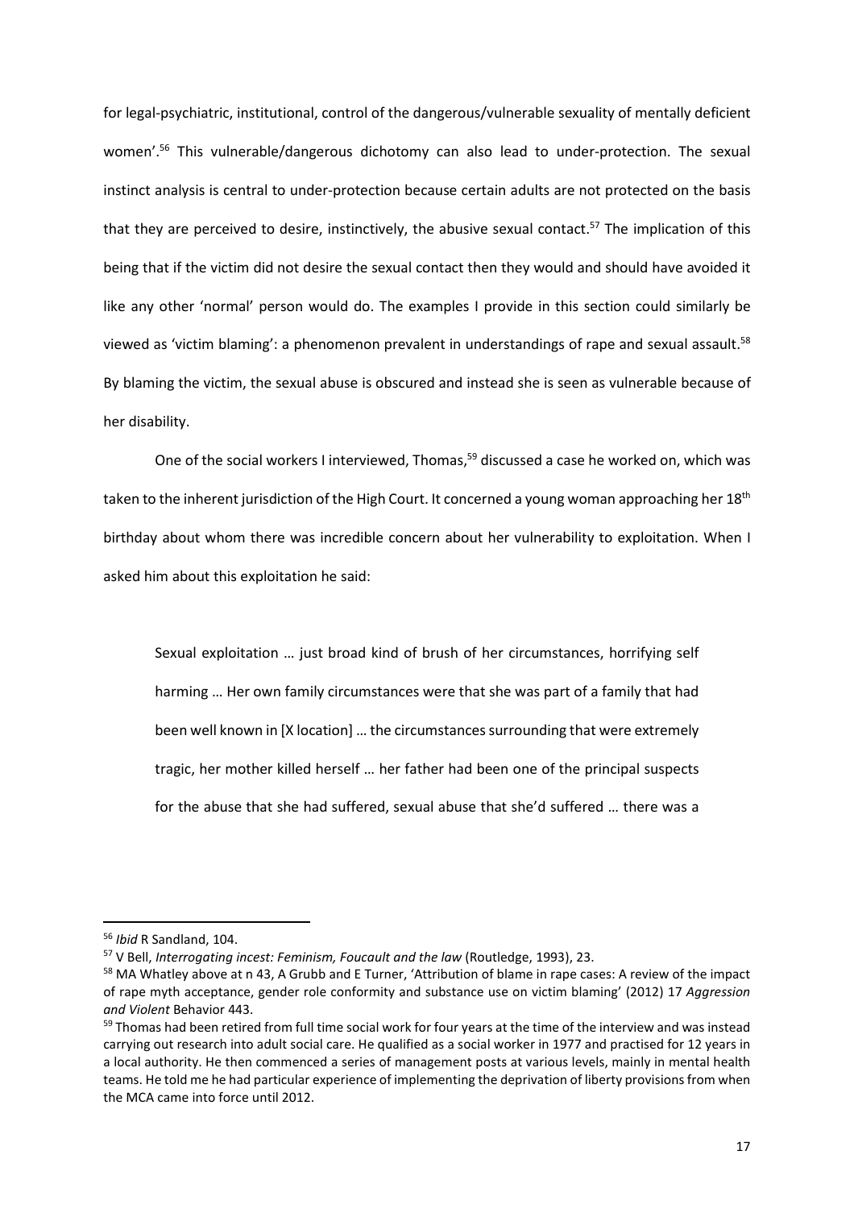for legal-psychiatric, institutional, control of the dangerous/vulnerable sexuality of mentally deficient women'.[56] This vulnerable/dangerous dichotomy can also lead to under-protection. The sexual instinct analysis is central to under-protection because certain adults are not protected on the basis that they are perceived to desire, instinctively, the abusive sexual contact.[57] The implication of this being that if the victim did not desire the sexual contact then they would and should have avoided it like any other 'normal' person would do. The examples I provide in this section could similarly be viewed as 'victim blaming': a phenomenon prevalent in understandings of rape and sexual assault.[58] By blaming the victim, the sexual abuse is obscured and instead she is seen as vulnerable because of her disability.

One of the social workers I interviewed, Thomas,[59] discussed a case he worked on, which was taken to the inherent jurisdiction of the High Court. It concerned a young woman approaching her 18th birthday about whom there was incredible concern about her vulnerability to exploitation. When I asked him about this exploitation he said:

> Sexual exploitation … just broad kind of brush of her circumstances, horrifying self harming … Her own family circumstances were that she was part of a family that had been well known in [X location] … the circumstances surrounding that were extremely tragic, her mother killed herself … her father had been one of the principal suspects for the abuse that she had suffered, sexual abuse that she'd suffered … there was a

---

[56] *Ibid* R Sandland, 104.

[57] V Bell, *Interrogating incest: Feminism, Foucault and the law* (Routledge, 1993), 23.

[58] MA Whatley above at n 43, A Grubb and E Turner, 'Attribution of blame in rape cases: A review of the impact of rape myth acceptance, gender role conformity and substance use on victim blaming' (2012) 17 *Aggression and Violent* Behavior 443.

[59] Thomas had been retired from full time social work for four years at the time of the interview and was instead carrying out research into adult social care. He qualified as a social worker in 1977 and practised for 12 years in a local authority. He then commenced a series of management posts at various levels, mainly in mental health teams. He told me he had particular experience of implementing the deprivation of liberty provisions from when the MCA came into force until 2012.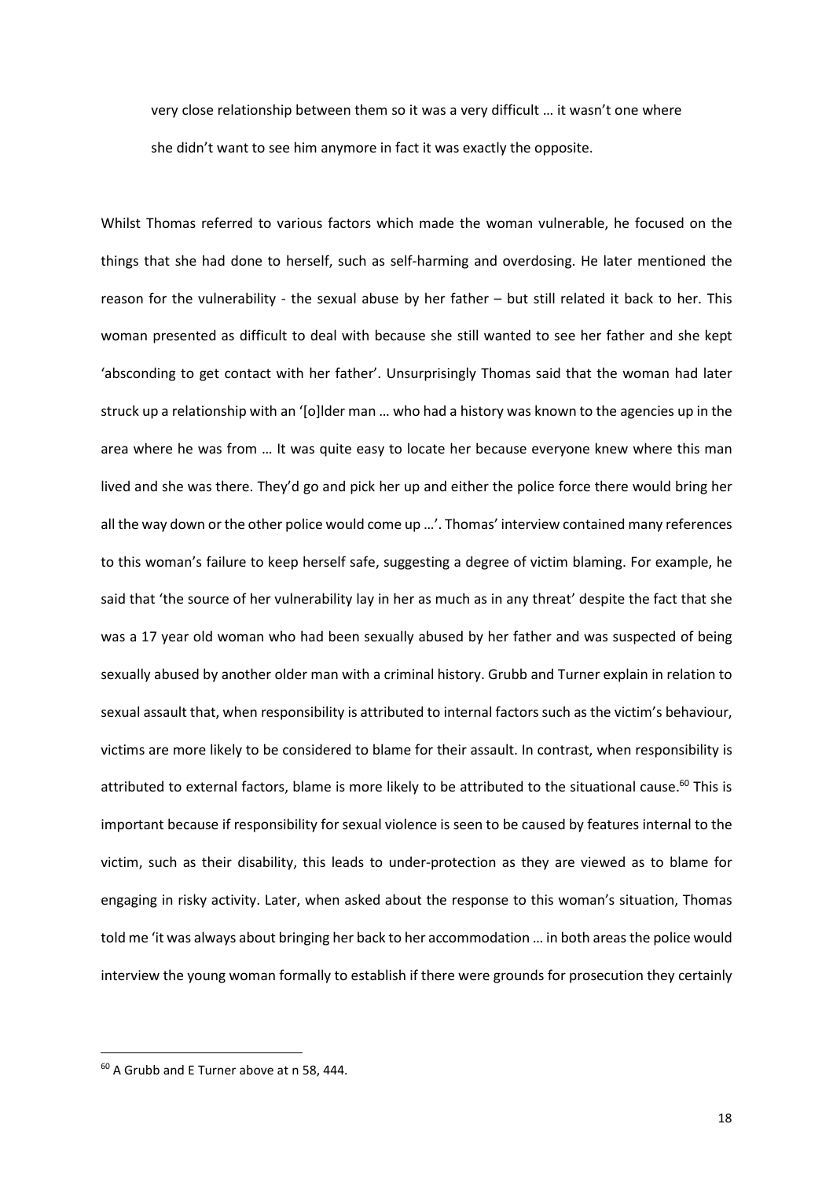> very close relationship between them so it was a very difficult … it wasn't one where she didn't want to see him anymore in fact it was exactly the opposite.

Whilst Thomas referred to various factors which made the woman vulnerable, he focused on the things that she had done to herself, such as self-harming and overdosing. He later mentioned the reason for the vulnerability - the sexual abuse by her father – but still related it back to her. This woman presented as difficult to deal with because she still wanted to see her father and she kept 'absconding to get contact with her father'. Unsurprisingly Thomas said that the woman had later struck up a relationship with an '[o]lder man … who had a history was known to the agencies up in the area where he was from … It was quite easy to locate her because everyone knew where this man lived and she was there. They'd go and pick her up and either the police force there would bring her all the way down or the other police would come up …'. Thomas' interview contained many references to this woman's failure to keep herself safe, suggesting a degree of victim blaming. For example, he said that 'the source of her vulnerability lay in her as much as in any threat' despite the fact that she was a 17 year old woman who had been sexually abused by her father and was suspected of being sexually abused by another older man with a criminal history. Grubb and Turner explain in relation to sexual assault that, when responsibility is attributed to internal factors such as the victim's behaviour, victims are more likely to be considered to blame for their assault. In contrast, when responsibility is attributed to external factors, blame is more likely to be attributed to the situational cause.[60] This is important because if responsibility for sexual violence is seen to be caused by features internal to the victim, such as their disability, this leads to under-protection as they are viewed as to blame for engaging in risky activity. Later, when asked about the response to this woman's situation, Thomas told me 'it was always about bringing her back to her accommodation … in both areas the police would interview the young woman formally to establish if there were grounds for prosecution they certainly

---

[60] A Grubb and E Turner above at n 58, 444.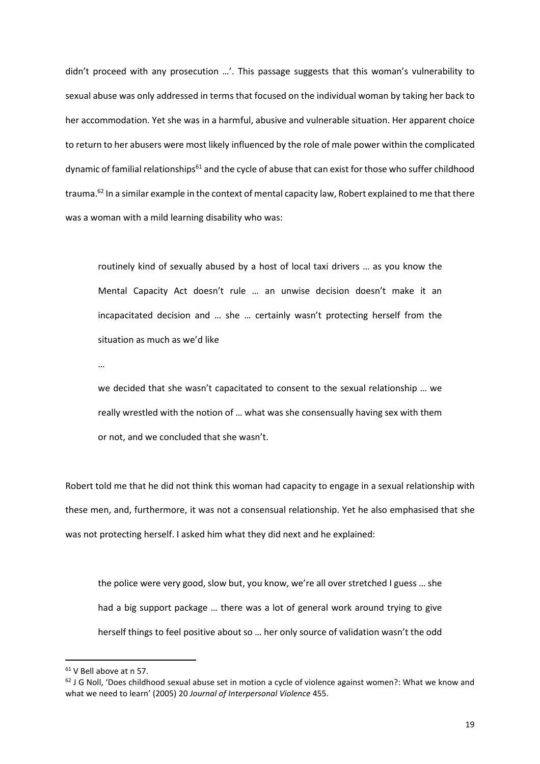didn't proceed with any prosecution …'. This passage suggests that this woman's vulnerability to sexual abuse was only addressed in terms that focused on the individual woman by taking her back to her accommodation. Yet she was in a harmful, abusive and vulnerable situation. Her apparent choice to return to her abusers were most likely influenced by the role of male power within the complicated dynamic of familial relationships[61] and the cycle of abuse that can exist for those who suffer childhood trauma.[62] In a similar example in the context of mental capacity law, Robert explained to me that there was a woman with a mild learning disability who was:

> routinely kind of sexually abused by a host of local taxi drivers … as you know the Mental Capacity Act doesn't rule … an unwise decision doesn't make it an incapacitated decision and … she … certainly wasn't protecting herself from the situation as much as we'd like
>
> …
>
> we decided that she wasn't capacitated to consent to the sexual relationship … we really wrestled with the notion of … what was she consensually having sex with them or not, and we concluded that she wasn't.

Robert told me that he did not think this woman had capacity to engage in a sexual relationship with these men, and, furthermore, it was not a consensual relationship. Yet he also emphasised that she was not protecting herself. I asked him what they did next and he explained:

> the police were very good, slow but, you know, we're all over stretched I guess … she had a big support package … there was a lot of general work around trying to give herself things to feel positive about so … her only source of validation wasn't the odd

---

[61] V Bell above at n 57.

[62] J G Noll, 'Does childhood sexual abuse set in motion a cycle of violence against women?: What we know and what we need to learn' (2005) 20 *Journal of Interpersonal Violence* 455.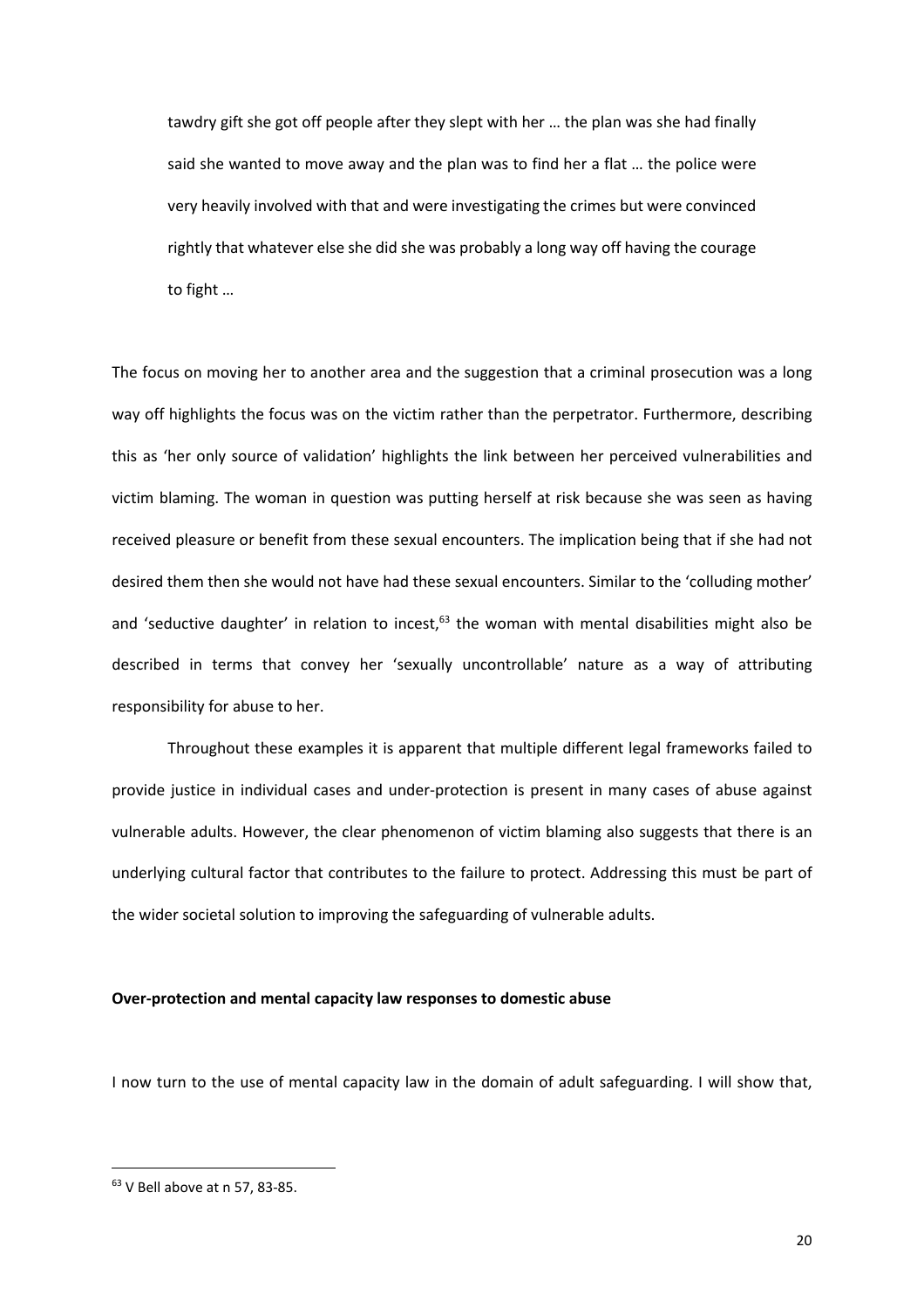> tawdry gift she got off people after they slept with her … the plan was she had finally said she wanted to move away and the plan was to find her a flat … the police were very heavily involved with that and were investigating the crimes but were convinced rightly that whatever else she did she was probably a long way off having the courage to fight …

The focus on moving her to another area and the suggestion that a criminal prosecution was a long way off highlights the focus was on the victim rather than the perpetrator. Furthermore, describing this as 'her only source of validation' highlights the link between her perceived vulnerabilities and victim blaming. The woman in question was putting herself at risk because she was seen as having received pleasure or benefit from these sexual encounters. The implication being that if she had not desired them then she would not have had these sexual encounters. Similar to the 'colluding mother' and 'seductive daughter' in relation to incest,[63] the woman with mental disabilities might also be described in terms that convey her 'sexually uncontrollable' nature as a way of attributing responsibility for abuse to her.

Throughout these examples it is apparent that multiple different legal frameworks failed to provide justice in individual cases and under-protection is present in many cases of abuse against vulnerable adults. However, the clear phenomenon of victim blaming also suggests that there is an underlying cultural factor that contributes to the failure to protect. Addressing this must be part of the wider societal solution to improving the safeguarding of vulnerable adults.

**Over-protection and mental capacity law responses to domestic abuse**

I now turn to the use of mental capacity law in the domain of adult safeguarding. I will show that,

---

[63] V Bell above at n 57, 83-85.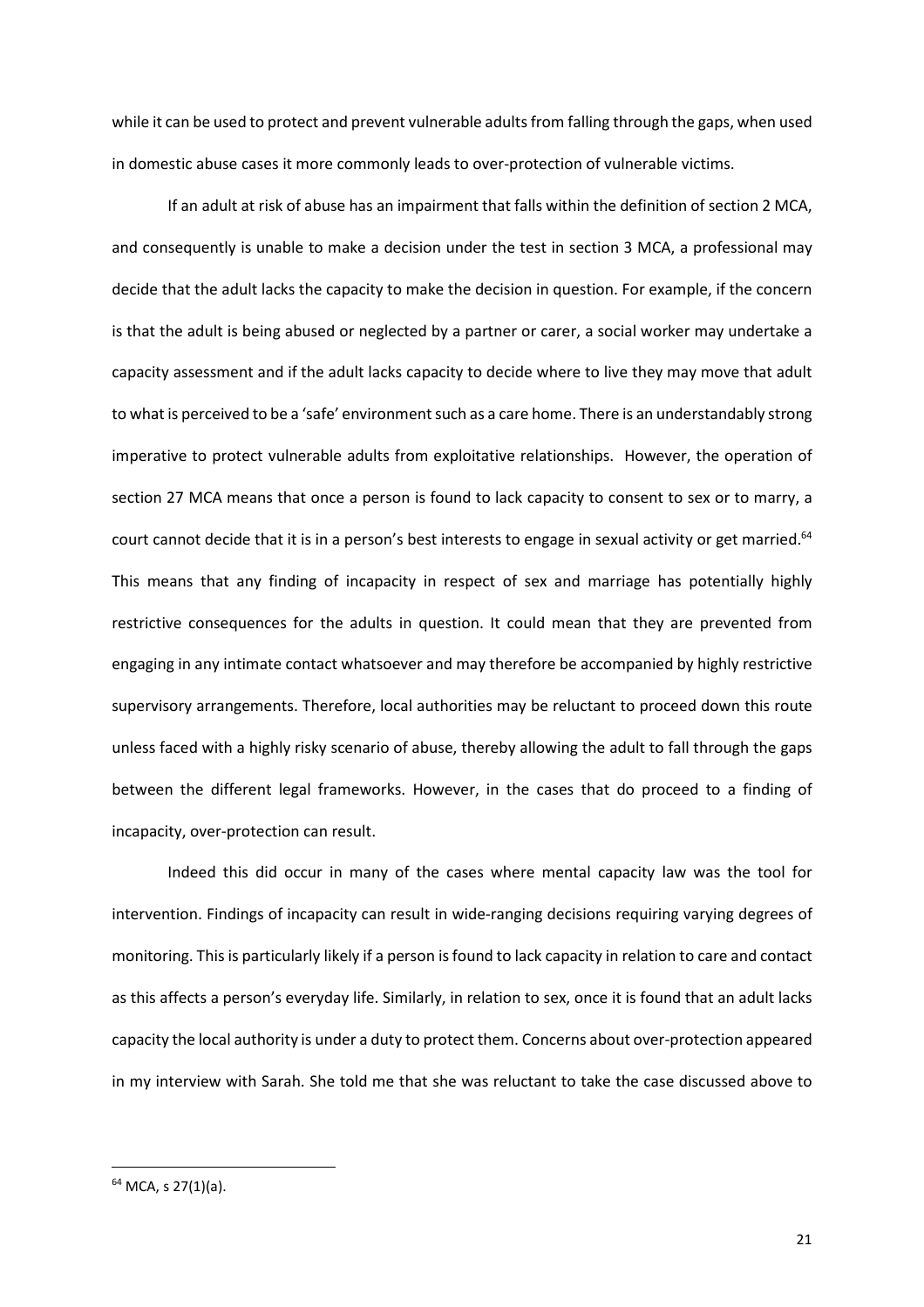while it can be used to protect and prevent vulnerable adults from falling through the gaps, when used in domestic abuse cases it more commonly leads to over-protection of vulnerable victims.

If an adult at risk of abuse has an impairment that falls within the definition of section 2 MCA, and consequently is unable to make a decision under the test in section 3 MCA, a professional may decide that the adult lacks the capacity to make the decision in question. For example, if the concern is that the adult is being abused or neglected by a partner or carer, a social worker may undertake a capacity assessment and if the adult lacks capacity to decide where to live they may move that adult to what is perceived to be a 'safe' environment such as a care home. There is an understandably strong imperative to protect vulnerable adults from exploitative relationships. However, the operation of section 27 MCA means that once a person is found to lack capacity to consent to sex or to marry, a court cannot decide that it is in a person's best interests to engage in sexual activity or get married.[64] This means that any finding of incapacity in respect of sex and marriage has potentially highly restrictive consequences for the adults in question. It could mean that they are prevented from engaging in any intimate contact whatsoever and may therefore be accompanied by highly restrictive supervisory arrangements. Therefore, local authorities may be reluctant to proceed down this route unless faced with a highly risky scenario of abuse, thereby allowing the adult to fall through the gaps between the different legal frameworks. However, in the cases that do proceed to a finding of incapacity, over-protection can result.

Indeed this did occur in many of the cases where mental capacity law was the tool for intervention. Findings of incapacity can result in wide-ranging decisions requiring varying degrees of monitoring. This is particularly likely if a person is found to lack capacity in relation to care and contact as this affects a person's everyday life. Similarly, in relation to sex, once it is found that an adult lacks capacity the local authority is under a duty to protect them. Concerns about over-protection appeared in my interview with Sarah. She told me that she was reluctant to take the case discussed above to

---

[64] MCA, s 27(1)(a).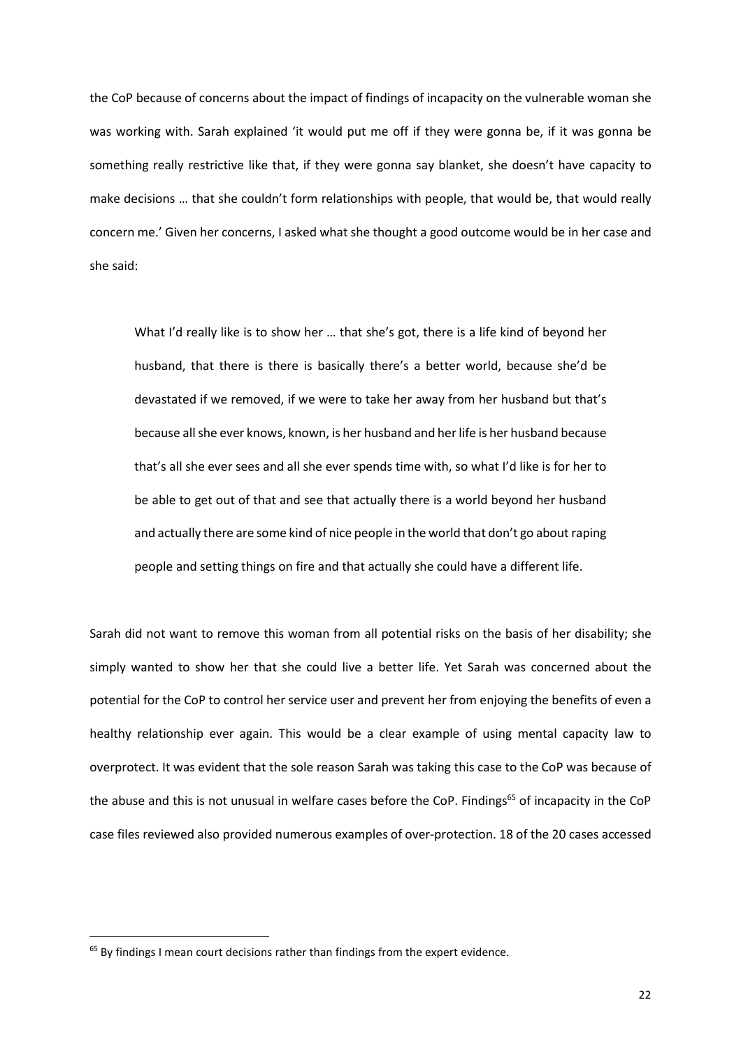the CoP because of concerns about the impact of findings of incapacity on the vulnerable woman she was working with. Sarah explained 'it would put me off if they were gonna be, if it was gonna be something really restrictive like that, if they were gonna say blanket, she doesn't have capacity to make decisions … that she couldn't form relationships with people, that would be, that would really concern me.' Given her concerns, I asked what she thought a good outcome would be in her case and she said:

> What I'd really like is to show her … that she's got, there is a life kind of beyond her husband, that there is there is basically there's a better world, because she'd be devastated if we removed, if we were to take her away from her husband but that's because all she ever knows, known, is her husband and her life is her husband because that's all she ever sees and all she ever spends time with, so what I'd like is for her to be able to get out of that and see that actually there is a world beyond her husband and actually there are some kind of nice people in the world that don't go about raping people and setting things on fire and that actually she could have a different life.

Sarah did not want to remove this woman from all potential risks on the basis of her disability; she simply wanted to show her that she could live a better life. Yet Sarah was concerned about the potential for the CoP to control her service user and prevent her from enjoying the benefits of even a healthy relationship ever again. This would be a clear example of using mental capacity law to overprotect. It was evident that the sole reason Sarah was taking this case to the CoP was because of the abuse and this is not unusual in welfare cases before the CoP. Findings[65] of incapacity in the CoP case files reviewed also provided numerous examples of over-protection. 18 of the 20 cases accessed

[65] By findings I mean court decisions rather than findings from the expert evidence.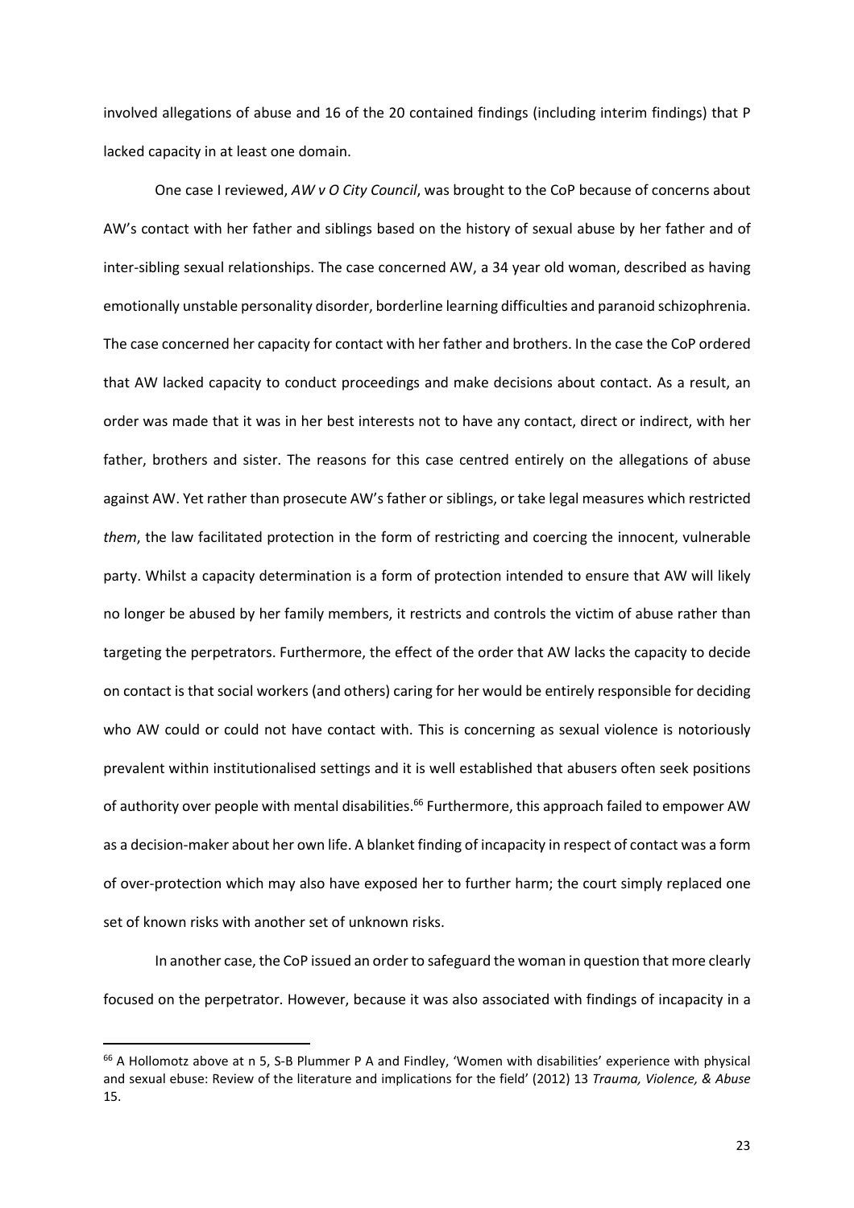involved allegations of abuse and 16 of the 20 contained findings (including interim findings) that P lacked capacity in at least one domain.

One case I reviewed, *AW v O City Council*, was brought to the CoP because of concerns about AW's contact with her father and siblings based on the history of sexual abuse by her father and of inter-sibling sexual relationships. The case concerned AW, a 34 year old woman, described as having emotionally unstable personality disorder, borderline learning difficulties and paranoid schizophrenia. The case concerned her capacity for contact with her father and brothers. In the case the CoP ordered that AW lacked capacity to conduct proceedings and make decisions about contact. As a result, an order was made that it was in her best interests not to have any contact, direct or indirect, with her father, brothers and sister. The reasons for this case centred entirely on the allegations of abuse against AW. Yet rather than prosecute AW's father or siblings, or take legal measures which restricted *them*, the law facilitated protection in the form of restricting and coercing the innocent, vulnerable party. Whilst a capacity determination is a form of protection intended to ensure that AW will likely no longer be abused by her family members, it restricts and controls the victim of abuse rather than targeting the perpetrators. Furthermore, the effect of the order that AW lacks the capacity to decide on contact is that social workers (and others) caring for her would be entirely responsible for deciding who AW could or could not have contact with. This is concerning as sexual violence is notoriously prevalent within institutionalised settings and it is well established that abusers often seek positions of authority over people with mental disabilities.[66] Furthermore, this approach failed to empower AW as a decision-maker about her own life. A blanket finding of incapacity in respect of contact was a form of over-protection which may also have exposed her to further harm; the court simply replaced one set of known risks with another set of unknown risks.

In another case, the CoP issued an order to safeguard the woman in question that more clearly focused on the perpetrator. However, because it was also associated with findings of incapacity in a

[66] A Hollomotz above at n 5, S-B Plummer P A and Findley, 'Women with disabilities' experience with physical and sexual ebuse: Review of the literature and implications for the field' (2012) 13 *Trauma, Violence, & Abuse* 15.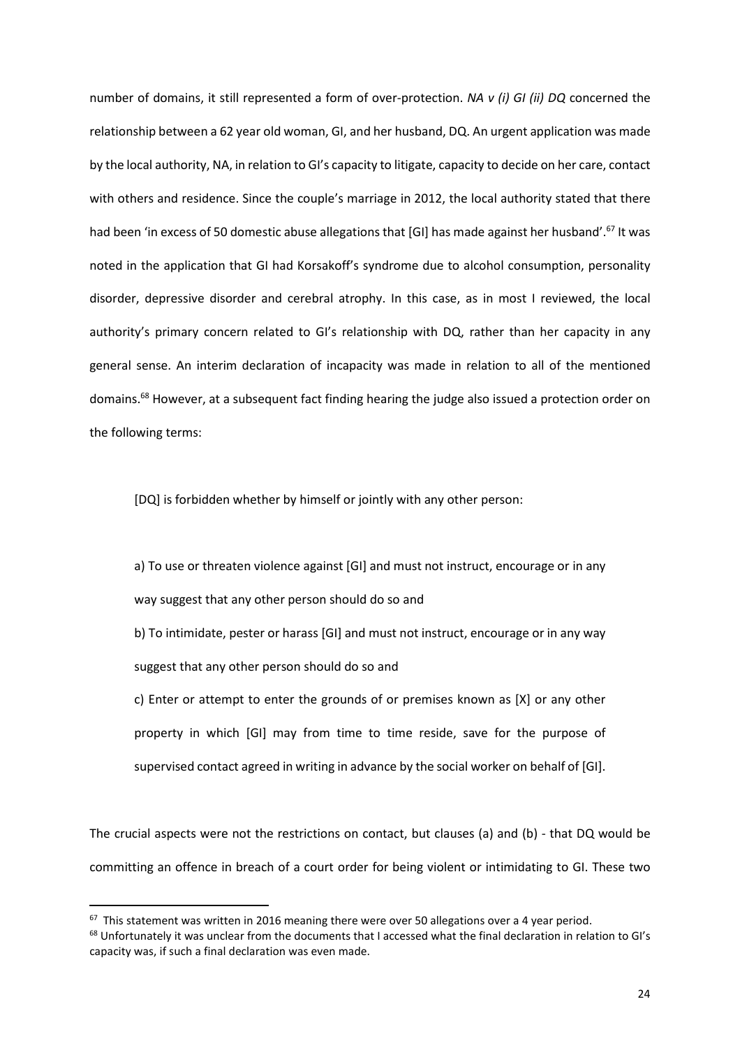number of domains, it still represented a form of over-protection. *NA v (i) GI (ii) DQ* concerned the relationship between a 62 year old woman, GI, and her husband, DQ. An urgent application was made by the local authority, NA, in relation to GI's capacity to litigate, capacity to decide on her care, contact with others and residence. Since the couple's marriage in 2012, the local authority stated that there had been 'in excess of 50 domestic abuse allegations that [GI] has made against her husband'.[67] It was noted in the application that GI had Korsakoff's syndrome due to alcohol consumption, personality disorder, depressive disorder and cerebral atrophy. In this case, as in most I reviewed, the local authority's primary concern related to GI's relationship with DQ, rather than her capacity in any general sense. An interim declaration of incapacity was made in relation to all of the mentioned domains.[68] However, at a subsequent fact finding hearing the judge also issued a protection order on the following terms:

> [DQ] is forbidden whether by himself or jointly with any other person:
>
> a) To use or threaten violence against [GI] and must not instruct, encourage or in any way suggest that any other person should do so and
>
> b) To intimidate, pester or harass [GI] and must not instruct, encourage or in any way suggest that any other person should do so and
>
> c) Enter or attempt to enter the grounds of or premises known as [X] or any other property in which [GI] may from time to time reside, save for the purpose of supervised contact agreed in writing in advance by the social worker on behalf of [GI].

The crucial aspects were not the restrictions on contact, but clauses (a) and (b) - that DQ would be committing an offence in breach of a court order for being violent or intimidating to GI. These two

[67] This statement was written in 2016 meaning there were over 50 allegations over a 4 year period.

[68] Unfortunately it was unclear from the documents that I accessed what the final declaration in relation to GI's capacity was, if such a final declaration was even made.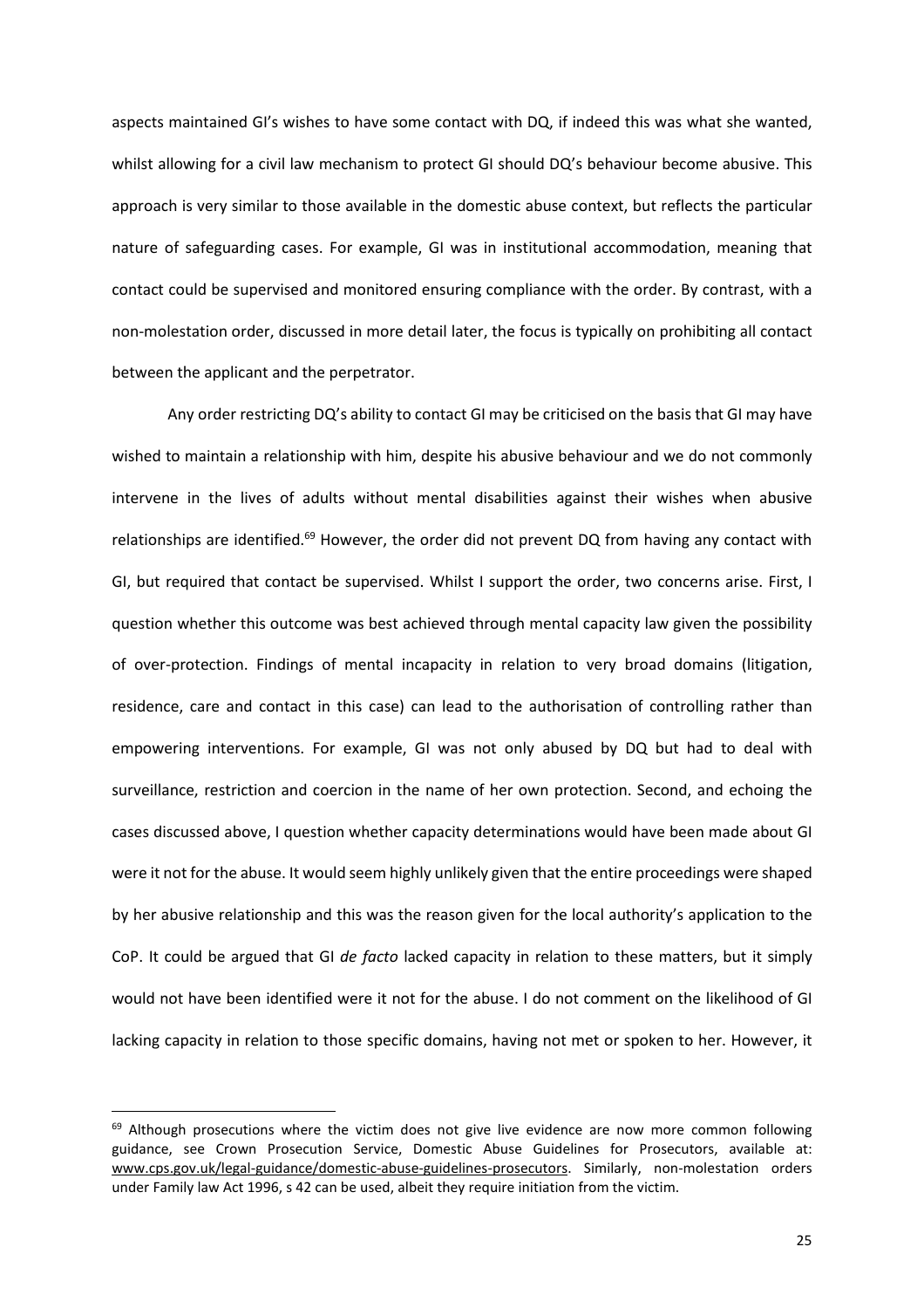aspects maintained GI's wishes to have some contact with DQ, if indeed this was what she wanted, whilst allowing for a civil law mechanism to protect GI should DQ's behaviour become abusive. This approach is very similar to those available in the domestic abuse context, but reflects the particular nature of safeguarding cases. For example, GI was in institutional accommodation, meaning that contact could be supervised and monitored ensuring compliance with the order. By contrast, with a non-molestation order, discussed in more detail later, the focus is typically on prohibiting all contact between the applicant and the perpetrator.

Any order restricting DQ's ability to contact GI may be criticised on the basis that GI may have wished to maintain a relationship with him, despite his abusive behaviour and we do not commonly intervene in the lives of adults without mental disabilities against their wishes when abusive relationships are identified.[69] However, the order did not prevent DQ from having any contact with GI, but required that contact be supervised. Whilst I support the order, two concerns arise. First, I question whether this outcome was best achieved through mental capacity law given the possibility of over-protection. Findings of mental incapacity in relation to very broad domains (litigation, residence, care and contact in this case) can lead to the authorisation of controlling rather than empowering interventions. For example, GI was not only abused by DQ but had to deal with surveillance, restriction and coercion in the name of her own protection. Second, and echoing the cases discussed above, I question whether capacity determinations would have been made about GI were it not for the abuse. It would seem highly unlikely given that the entire proceedings were shaped by her abusive relationship and this was the reason given for the local authority's application to the CoP. It could be argued that GI *de facto* lacked capacity in relation to these matters, but it simply would not have been identified were it not for the abuse. I do not comment on the likelihood of GI lacking capacity in relation to those specific domains, having not met or spoken to her. However, it

---

[69] Although prosecutions where the victim does not give live evidence are now more common following guidance, see Crown Prosecution Service, Domestic Abuse Guidelines for Prosecutors, available at: www.cps.gov.uk/legal-guidance/domestic-abuse-guidelines-prosecutors. Similarly, non-molestation orders under Family law Act 1996, s 42 can be used, albeit they require initiation from the victim.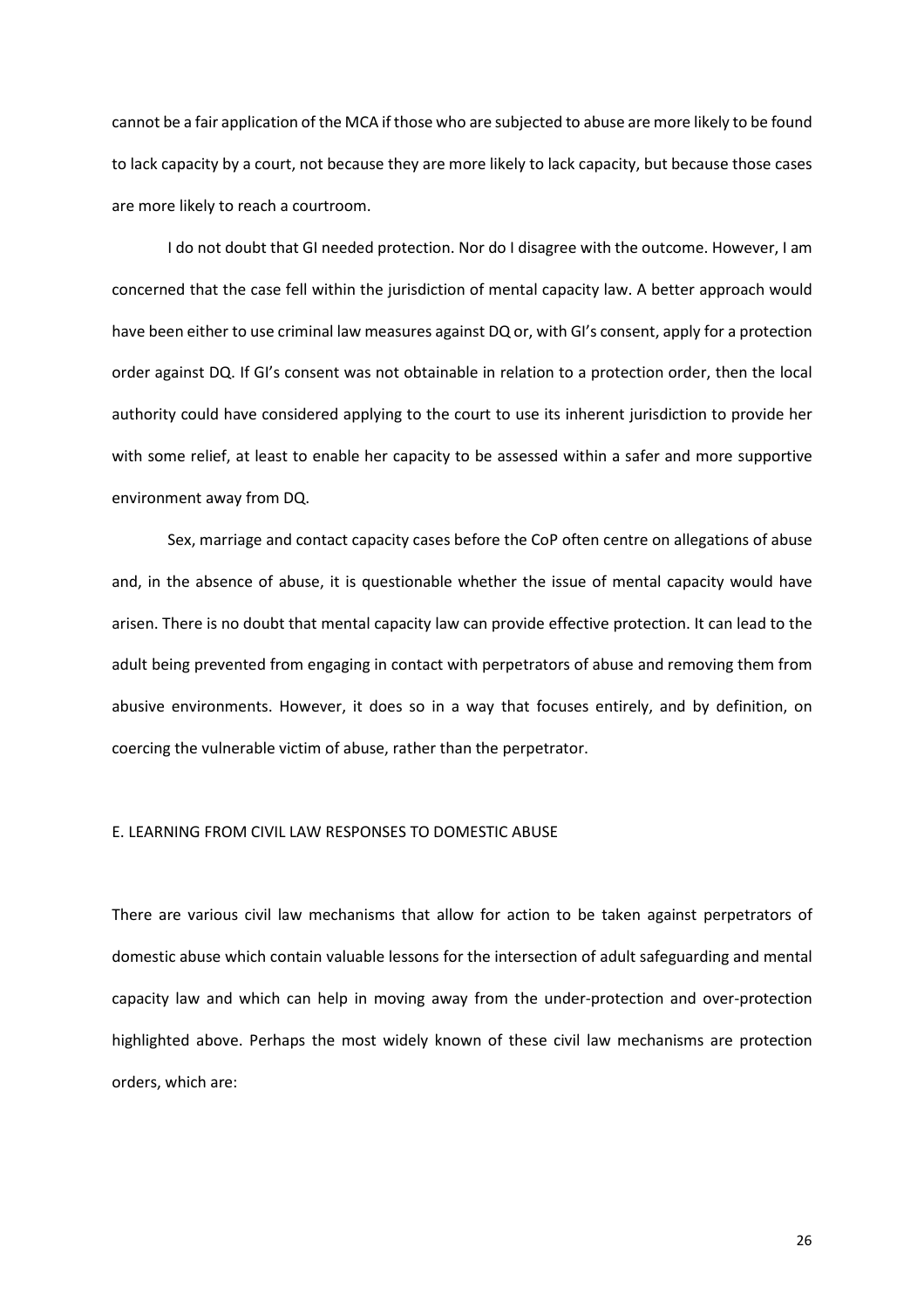cannot be a fair application of the MCA if those who are subjected to abuse are more likely to be found to lack capacity by a court, not because they are more likely to lack capacity, but because those cases are more likely to reach a courtroom.

I do not doubt that GI needed protection. Nor do I disagree with the outcome. However, I am concerned that the case fell within the jurisdiction of mental capacity law. A better approach would have been either to use criminal law measures against DQ or, with GI's consent, apply for a protection order against DQ. If GI's consent was not obtainable in relation to a protection order, then the local authority could have considered applying to the court to use its inherent jurisdiction to provide her with some relief, at least to enable her capacity to be assessed within a safer and more supportive environment away from DQ.

Sex, marriage and contact capacity cases before the CoP often centre on allegations of abuse and, in the absence of abuse, it is questionable whether the issue of mental capacity would have arisen. There is no doubt that mental capacity law can provide effective protection. It can lead to the adult being prevented from engaging in contact with perpetrators of abuse and removing them from abusive environments. However, it does so in a way that focuses entirely, and by definition, on coercing the vulnerable victim of abuse, rather than the perpetrator.

## E. LEARNING FROM CIVIL LAW RESPONSES TO DOMESTIC ABUSE

There are various civil law mechanisms that allow for action to be taken against perpetrators of domestic abuse which contain valuable lessons for the intersection of adult safeguarding and mental capacity law and which can help in moving away from the under-protection and over-protection highlighted above. Perhaps the most widely known of these civil law mechanisms are protection orders, which are: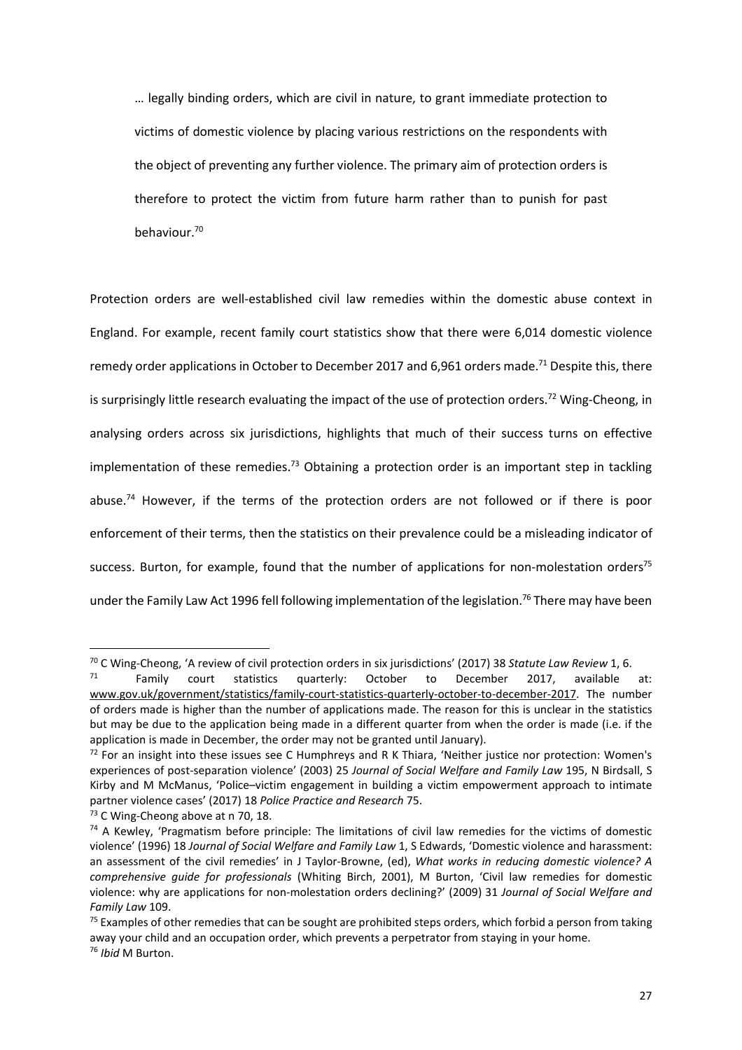> … legally binding orders, which are civil in nature, to grant immediate protection to victims of domestic violence by placing various restrictions on the respondents with the object of preventing any further violence. The primary aim of protection orders is therefore to protect the victim from future harm rather than to punish for past behaviour.[70]

Protection orders are well-established civil law remedies within the domestic abuse context in England. For example, recent family court statistics show that there were 6,014 domestic violence remedy order applications in October to December 2017 and 6,961 orders made.[71] Despite this, there is surprisingly little research evaluating the impact of the use of protection orders.[72] Wing-Cheong, in analysing orders across six jurisdictions, highlights that much of their success turns on effective implementation of these remedies.[73] Obtaining a protection order is an important step in tackling abuse.[74] However, if the terms of the protection orders are not followed or if there is poor enforcement of their terms, then the statistics on their prevalence could be a misleading indicator of success. Burton, for example, found that the number of applications for non-molestation orders[75] under the Family Law Act 1996 fell following implementation of the legislation.[76] There may have been

---

[70] C Wing-Cheong, 'A review of civil protection orders in six jurisdictions' (2017) 38 *Statute Law Review* 1, 6.

[71] Family court statistics quarterly: October to December 2017, available at: www.gov.uk/government/statistics/family-court-statistics-quarterly-october-to-december-2017. The number of orders made is higher than the number of applications made. The reason for this is unclear in the statistics but may be due to the application being made in a different quarter from when the order is made (i.e. if the application is made in December, the order may not be granted until January).

[72] For an insight into these issues see C Humphreys and R K Thiara, 'Neither justice nor protection: Women's experiences of post-separation violence' (2003) 25 *Journal of Social Welfare and Family Law* 195, N Birdsall, S Kirby and M McManus, 'Police–victim engagement in building a victim empowerment approach to intimate partner violence cases' (2017) 18 *Police Practice and Research* 75.

[73] C Wing-Cheong above at n 70, 18.

[74] A Kewley, 'Pragmatism before principle: The limitations of civil law remedies for the victims of domestic violence' (1996) 18 *Journal of Social Welfare and Family Law* 1, S Edwards, 'Domestic violence and harassment: an assessment of the civil remedies' in J Taylor-Browne, (ed), *What works in reducing domestic violence? A comprehensive guide for professionals* (Whiting Birch, 2001), M Burton, 'Civil law remedies for domestic violence: why are applications for non-molestation orders declining?' (2009) 31 *Journal of Social Welfare and Family Law* 109.

[75] Examples of other remedies that can be sought are prohibited steps orders, which forbid a person from taking away your child and an occupation order, which prevents a perpetrator from staying in your home.

[76] *Ibid* M Burton.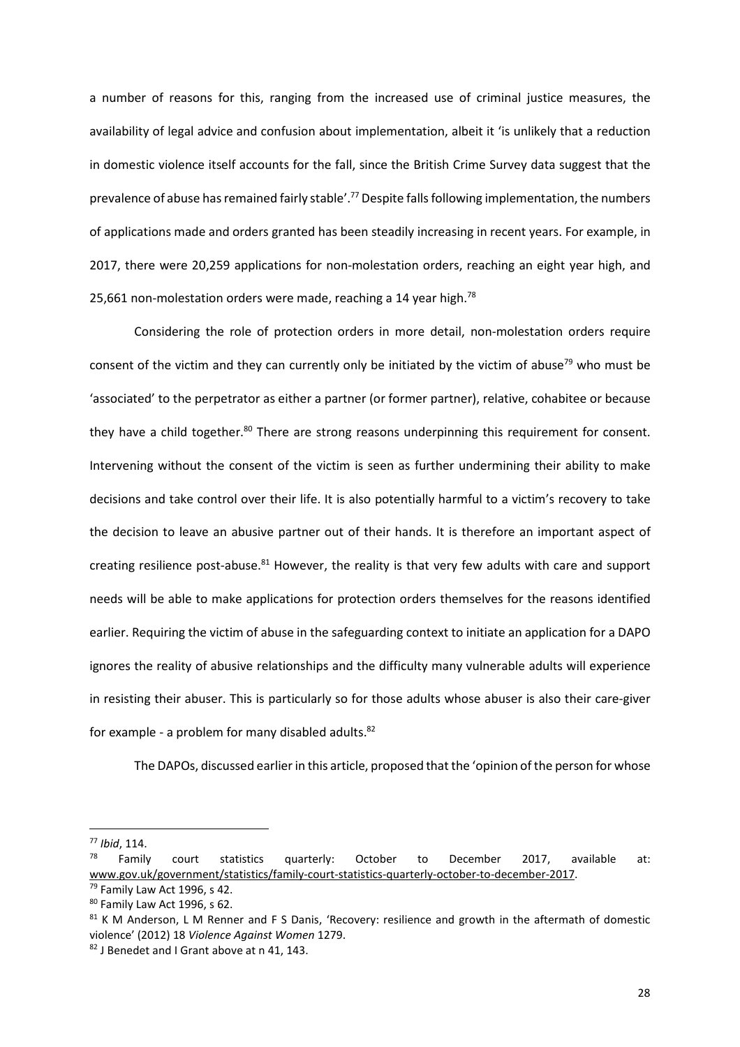a number of reasons for this, ranging from the increased use of criminal justice measures, the availability of legal advice and confusion about implementation, albeit it 'is unlikely that a reduction in domestic violence itself accounts for the fall, since the British Crime Survey data suggest that the prevalence of abuse has remained fairly stable'.[77] Despite falls following implementation, the numbers of applications made and orders granted has been steadily increasing in recent years. For example, in 2017, there were 20,259 applications for non-molestation orders, reaching an eight year high, and 25,661 non-molestation orders were made, reaching a 14 year high.[78]

Considering the role of protection orders in more detail, non-molestation orders require consent of the victim and they can currently only be initiated by the victim of abuse[79] who must be 'associated' to the perpetrator as either a partner (or former partner), relative, cohabitee or because they have a child together.[80] There are strong reasons underpinning this requirement for consent. Intervening without the consent of the victim is seen as further undermining their ability to make decisions and take control over their life. It is also potentially harmful to a victim's recovery to take the decision to leave an abusive partner out of their hands. It is therefore an important aspect of creating resilience post-abuse.[81] However, the reality is that very few adults with care and support needs will be able to make applications for protection orders themselves for the reasons identified earlier. Requiring the victim of abuse in the safeguarding context to initiate an application for a DAPO ignores the reality of abusive relationships and the difficulty many vulnerable adults will experience in resisting their abuser. This is particularly so for those adults whose abuser is also their care-giver for example - a problem for many disabled adults.[82]

The DAPOs, discussed earlier in this article, proposed that the 'opinion of the person for whose

---

[77] *Ibid*, 114.

[78] Family court statistics quarterly: October to December 2017, available at: www.gov.uk/government/statistics/family-court-statistics-quarterly-october-to-december-2017.

[79] Family Law Act 1996, s 42.

[80] Family Law Act 1996, s 62.

[81] K M Anderson, L M Renner and F S Danis, 'Recovery: resilience and growth in the aftermath of domestic violence' (2012) 18 *Violence Against Women* 1279.

[82] J Benedet and I Grant above at n 41, 143.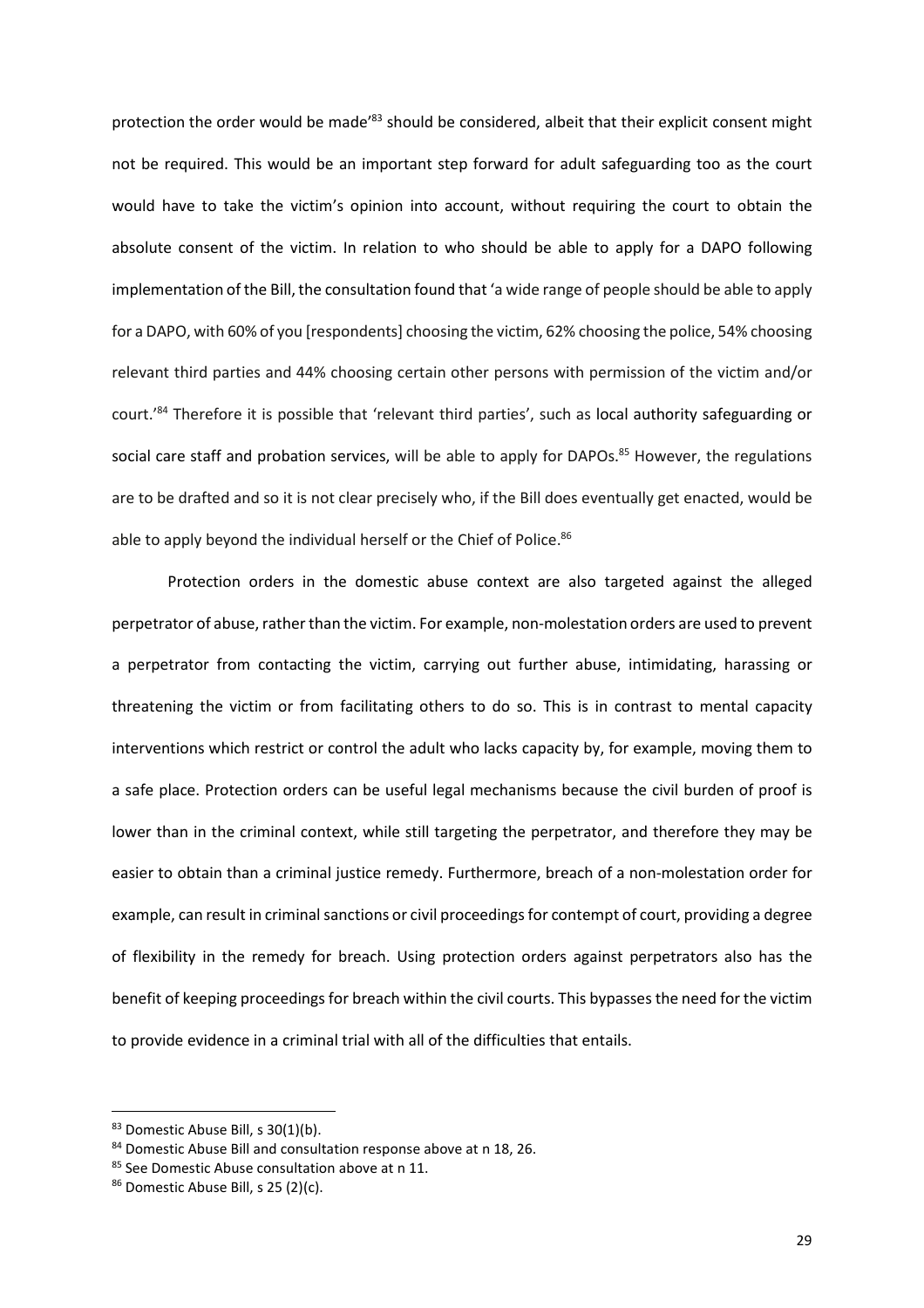protection the order would be made'[83] should be considered, albeit that their explicit consent might not be required. This would be an important step forward for adult safeguarding too as the court would have to take the victim's opinion into account, without requiring the court to obtain the absolute consent of the victim. In relation to who should be able to apply for a DAPO following implementation of the Bill, the consultation found that 'a wide range of people should be able to apply for a DAPO, with 60% of you [respondents] choosing the victim, 62% choosing the police, 54% choosing relevant third parties and 44% choosing certain other persons with permission of the victim and/or court.'[84] Therefore it is possible that 'relevant third parties', such as local authority safeguarding or social care staff and probation services, will be able to apply for DAPOs.[85] However, the regulations are to be drafted and so it is not clear precisely who, if the Bill does eventually get enacted, would be able to apply beyond the individual herself or the Chief of Police.[86]

Protection orders in the domestic abuse context are also targeted against the alleged perpetrator of abuse, rather than the victim. For example, non-molestation orders are used to prevent a perpetrator from contacting the victim, carrying out further abuse, intimidating, harassing or threatening the victim or from facilitating others to do so. This is in contrast to mental capacity interventions which restrict or control the adult who lacks capacity by, for example, moving them to a safe place. Protection orders can be useful legal mechanisms because the civil burden of proof is lower than in the criminal context, while still targeting the perpetrator, and therefore they may be easier to obtain than a criminal justice remedy. Furthermore, breach of a non-molestation order for example, can result in criminal sanctions or civil proceedings for contempt of court, providing a degree of flexibility in the remedy for breach. Using protection orders against perpetrators also has the benefit of keeping proceedings for breach within the civil courts. This bypasses the need for the victim to provide evidence in a criminal trial with all of the difficulties that entails.

[83] Domestic Abuse Bill, s 30(1)(b).

[84] Domestic Abuse Bill and consultation response above at n 18, 26.

[85] See Domestic Abuse consultation above at n 11.

[86] Domestic Abuse Bill, s 25 (2)(c).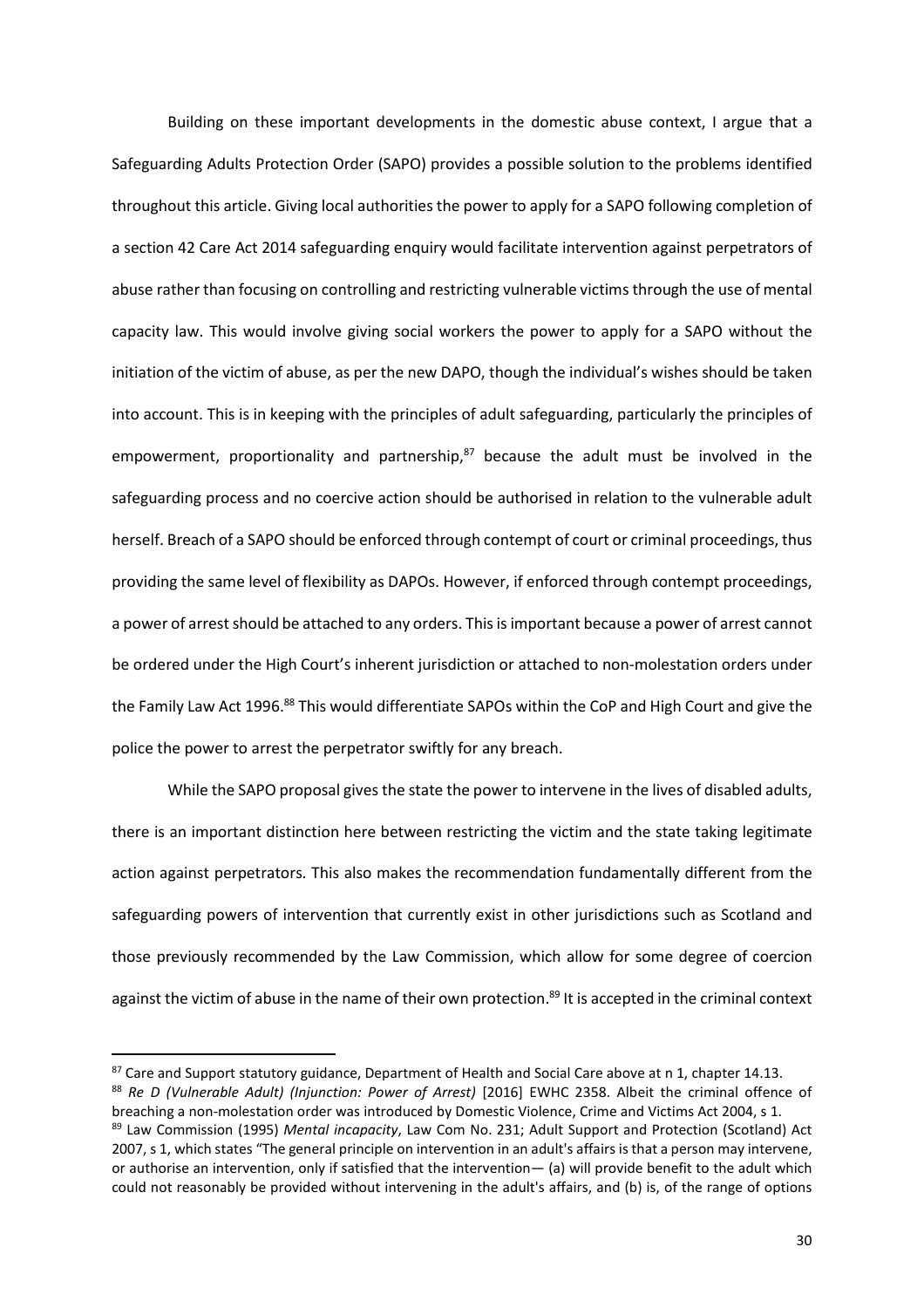Building on these important developments in the domestic abuse context, I argue that a Safeguarding Adults Protection Order (SAPO) provides a possible solution to the problems identified throughout this article. Giving local authorities the power to apply for a SAPO following completion of a section 42 Care Act 2014 safeguarding enquiry would facilitate intervention against perpetrators of abuse rather than focusing on controlling and restricting vulnerable victims through the use of mental capacity law. This would involve giving social workers the power to apply for a SAPO without the initiation of the victim of abuse, as per the new DAPO, though the individual's wishes should be taken into account. This is in keeping with the principles of adult safeguarding, particularly the principles of empowerment, proportionality and partnership,[87] because the adult must be involved in the safeguarding process and no coercive action should be authorised in relation to the vulnerable adult herself. Breach of a SAPO should be enforced through contempt of court or criminal proceedings, thus providing the same level of flexibility as DAPOs. However, if enforced through contempt proceedings, a power of arrest should be attached to any orders. This is important because a power of arrest cannot be ordered under the High Court's inherent jurisdiction or attached to non-molestation orders under the Family Law Act 1996.[88] This would differentiate SAPOs within the CoP and High Court and give the police the power to arrest the perpetrator swiftly for any breach.

While the SAPO proposal gives the state the power to intervene in the lives of disabled adults, there is an important distinction here between restricting the victim and the state taking legitimate action against perpetrators. This also makes the recommendation fundamentally different from the safeguarding powers of intervention that currently exist in other jurisdictions such as Scotland and those previously recommended by the Law Commission, which allow for some degree of coercion against the victim of abuse in the name of their own protection.[89] It is accepted in the criminal context

---

[87] Care and Support statutory guidance, Department of Health and Social Care above at n 1, chapter 14.13.

[88] *Re D (Vulnerable Adult) (Injunction: Power of Arrest)* [2016] EWHC 2358. Albeit the criminal offence of breaching a non-molestation order was introduced by Domestic Violence, Crime and Victims Act 2004, s 1.

[89] Law Commission (1995) *Mental incapacity*, Law Com No. 231; Adult Support and Protection (Scotland) Act 2007, s 1, which states "The general principle on intervention in an adult's affairs is that a person may intervene, or authorise an intervention, only if satisfied that the intervention— (a) will provide benefit to the adult which could not reasonably be provided without intervening in the adult's affairs, and (b) is, of the range of options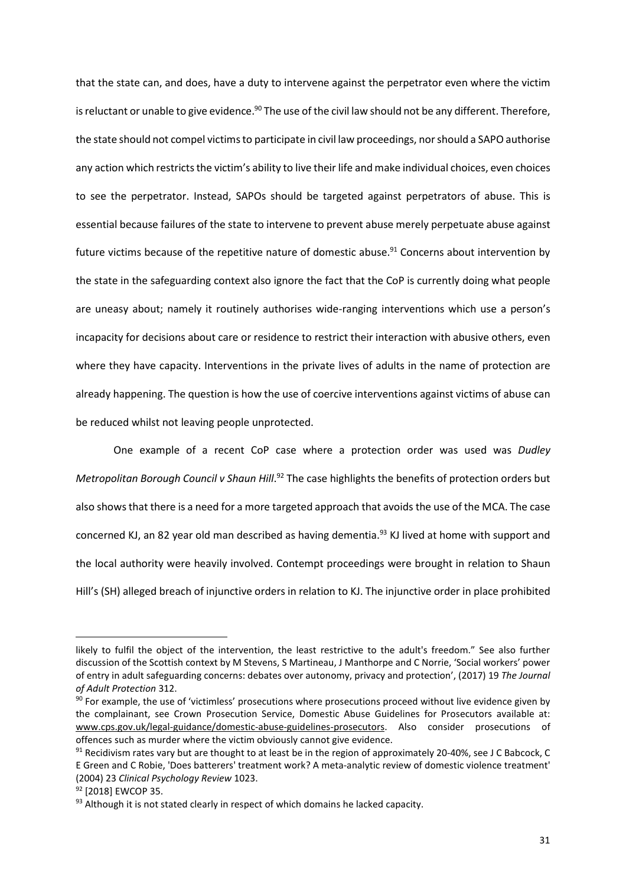that the state can, and does, have a duty to intervene against the perpetrator even where the victim is reluctant or unable to give evidence.[90] The use of the civil law should not be any different. Therefore, the state should not compel victims to participate in civil law proceedings, nor should a SAPO authorise any action which restricts the victim's ability to live their life and make individual choices, even choices to see the perpetrator. Instead, SAPOs should be targeted against perpetrators of abuse. This is essential because failures of the state to intervene to prevent abuse merely perpetuate abuse against future victims because of the repetitive nature of domestic abuse.[91] Concerns about intervention by the state in the safeguarding context also ignore the fact that the CoP is currently doing what people are uneasy about; namely it routinely authorises wide-ranging interventions which use a person's incapacity for decisions about care or residence to restrict their interaction with abusive others, even where they have capacity. Interventions in the private lives of adults in the name of protection are already happening. The question is how the use of coercive interventions against victims of abuse can be reduced whilst not leaving people unprotected.

One example of a recent CoP case where a protection order was used was *Dudley Metropolitan Borough Council v Shaun Hill*.[92] The case highlights the benefits of protection orders but also shows that there is a need for a more targeted approach that avoids the use of the MCA. The case concerned KJ, an 82 year old man described as having dementia.[93] KJ lived at home with support and the local authority were heavily involved. Contempt proceedings were brought in relation to Shaun Hill's (SH) alleged breach of injunctive orders in relation to KJ. The injunctive order in place prohibited

---

likely to fulfil the object of the intervention, the least restrictive to the adult's freedom." See also further discussion of the Scottish context by M Stevens, S Martineau, J Manthorpe and C Norrie, 'Social workers' power of entry in adult safeguarding concerns: debates over autonomy, privacy and protection', (2017) 19 *The Journal of Adult Protection* 312.

[90] For example, the use of 'victimless' prosecutions where prosecutions proceed without live evidence given by the complainant, see Crown Prosecution Service, Domestic Abuse Guidelines for Prosecutors available at: www.cps.gov.uk/legal-guidance/domestic-abuse-guidelines-prosecutors. Also consider prosecutions of offences such as murder where the victim obviously cannot give evidence.

[91] Recidivism rates vary but are thought to at least be in the region of approximately 20-40%, see J C Babcock, C E Green and C Robie, 'Does batterers' treatment work? A meta-analytic review of domestic violence treatment' (2004) 23 *Clinical Psychology Review* 1023.

[92] [2018] EWCOP 35.

[93] Although it is not stated clearly in respect of which domains he lacked capacity.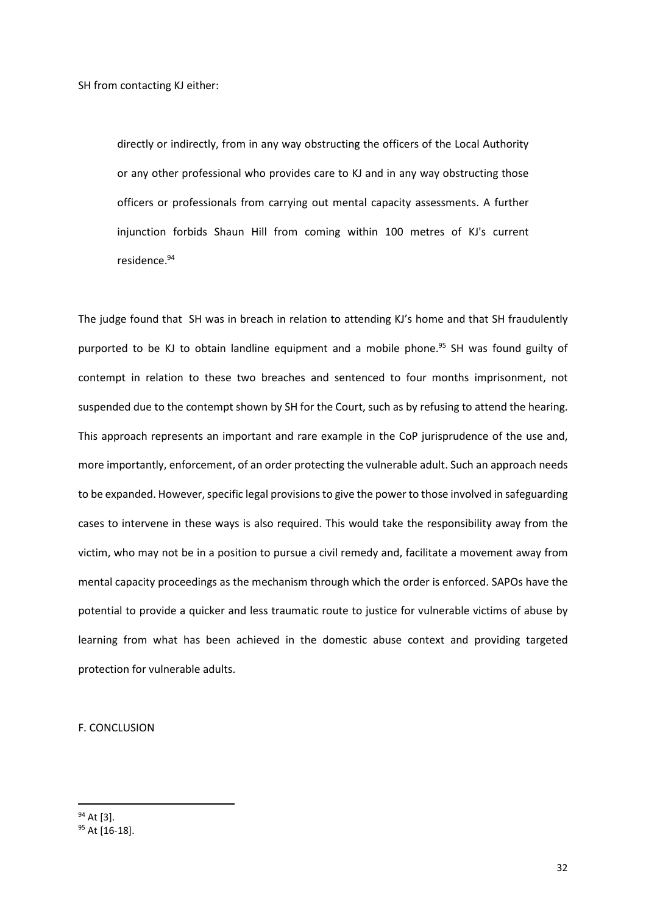SH from contacting KJ either:

> directly or indirectly, from in any way obstructing the officers of the Local Authority or any other professional who provides care to KJ and in any way obstructing those officers or professionals from carrying out mental capacity assessments. A further injunction forbids Shaun Hill from coming within 100 metres of KJ's current residence.[94]

The judge found that SH was in breach in relation to attending KJ's home and that SH fraudulently purported to be KJ to obtain landline equipment and a mobile phone.[95] SH was found guilty of contempt in relation to these two breaches and sentenced to four months imprisonment, not suspended due to the contempt shown by SH for the Court, such as by refusing to attend the hearing. This approach represents an important and rare example in the CoP jurisprudence of the use and, more importantly, enforcement, of an order protecting the vulnerable adult. Such an approach needs to be expanded. However, specific legal provisions to give the power to those involved in safeguarding cases to intervene in these ways is also required. This would take the responsibility away from the victim, who may not be in a position to pursue a civil remedy and, facilitate a movement away from mental capacity proceedings as the mechanism through which the order is enforced. SAPOs have the potential to provide a quicker and less traumatic route to justice for vulnerable victims of abuse by learning from what has been achieved in the domestic abuse context and providing targeted protection for vulnerable adults.

## F. CONCLUSION

---

[94] At [3].

[95] At [16-18].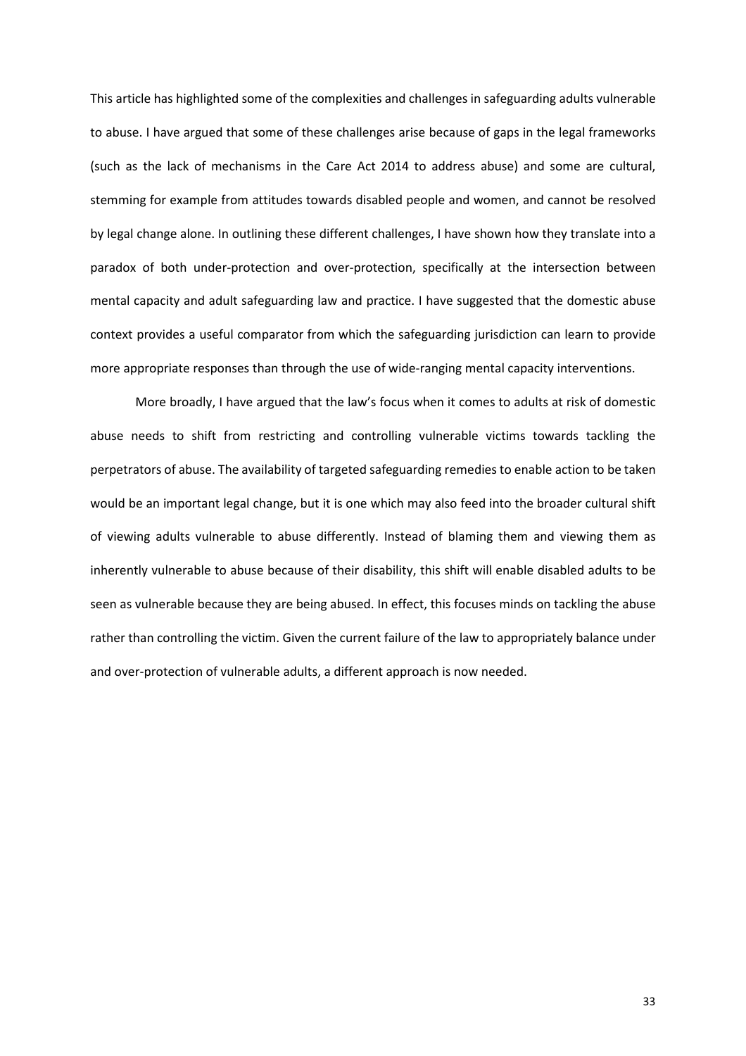This article has highlighted some of the complexities and challenges in safeguarding adults vulnerable to abuse. I have argued that some of these challenges arise because of gaps in the legal frameworks (such as the lack of mechanisms in the Care Act 2014 to address abuse) and some are cultural, stemming for example from attitudes towards disabled people and women, and cannot be resolved by legal change alone. In outlining these different challenges, I have shown how they translate into a paradox of both under-protection and over-protection, specifically at the intersection between mental capacity and adult safeguarding law and practice. I have suggested that the domestic abuse context provides a useful comparator from which the safeguarding jurisdiction can learn to provide more appropriate responses than through the use of wide-ranging mental capacity interventions.

More broadly, I have argued that the law's focus when it comes to adults at risk of domestic abuse needs to shift from restricting and controlling vulnerable victims towards tackling the perpetrators of abuse. The availability of targeted safeguarding remedies to enable action to be taken would be an important legal change, but it is one which may also feed into the broader cultural shift of viewing adults vulnerable to abuse differently. Instead of blaming them and viewing them as inherently vulnerable to abuse because of their disability, this shift will enable disabled adults to be seen as vulnerable because they are being abused. In effect, this focuses minds on tackling the abuse rather than controlling the victim. Given the current failure of the law to appropriately balance under and over-protection of vulnerable adults, a different approach is now needed.